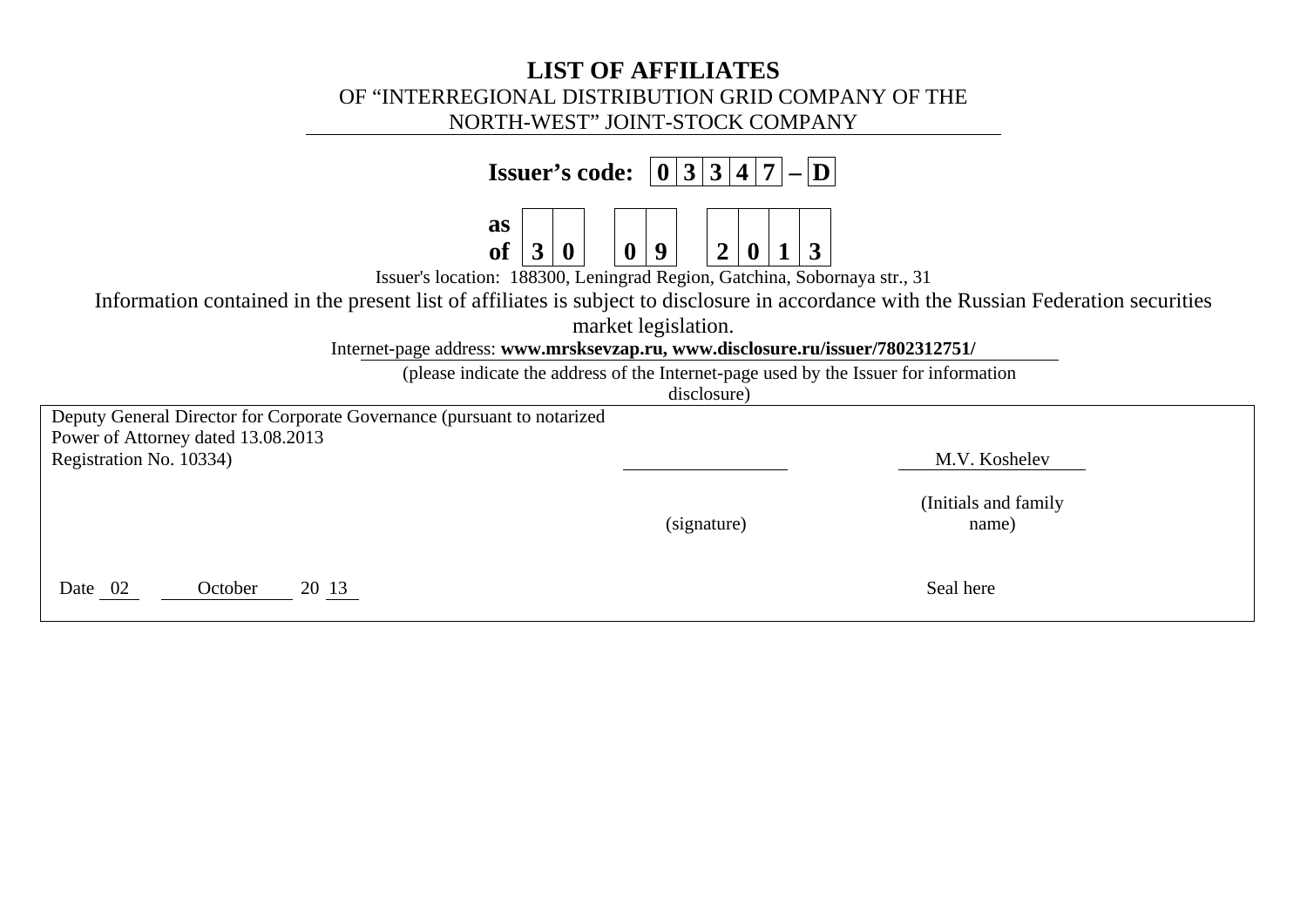# LIST OF AFFILIATES

OF "INTERREGIONAL DISTRIBUTION GRID COMPANY OF THE NORTH-WEST" JOINT-STOCK COMPANY

**Issuer's code: 0 3 3 4 7 – D**

**as of 3 0 0 9 2 0 1 3**

Issuer's location: 188300, Leningrad Region, Gatchina, Sobornaya str., 31

Information contained in the present list of affiliates is subject to disclosure in accordance with the Russian Federation securities market legislation.

Internet-page address: **www.mrsksevzap.ru, www.disclosure.ru/issuer/7802312751/**

(please indicate the address of the Internet-page used by the Issuer for information disclosure)

| | | |
|---|---|---|
| Deputy General Director for Corporate Governance (pursuant to notarized Power of Attorney dated 13.08.2013 Registration No. 10334) | ____________ | M.V. Koshelev |
| | (signature) | (Initials and family name) |
| Date 02 October 20 13 | | Seal here |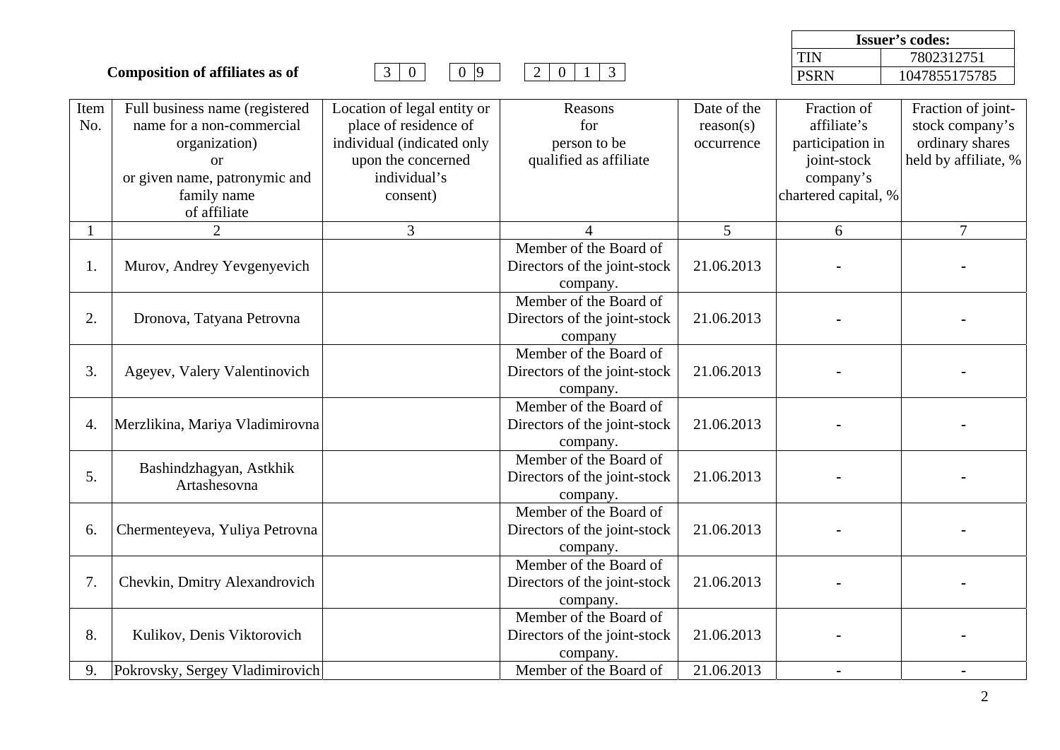| | Issuer's codes: |
|---|---|
| TIN | 7802312751 |
| PSRN | 1047855175785 |

**Composition of affiliates as of** 3 0 0 9 2 0 1 3

| Item No. | Full business name (registered name for a non-commercial organization) or or given name, patronymic and family name of affiliate | Location of legal entity or place of residence of individual (indicated only upon the concerned individual's consent) | Reasons for person to be qualified as affiliate | Date of the reason(s) occurrence | Fraction of affiliate's participation in joint-stock company's chartered capital, % | Fraction of joint-stock company's ordinary shares held by affiliate, % |
|---|---|---|---|---|---|---|
| 1 | 2 | 3 | 4 | 5 | 6 | 7 |
| 1. | Murov, Andrey Yevgenyevich | | Member of the Board of Directors of the joint-stock company. | 21.06.2013 | - | - |
| 2. | Dronova, Tatyana Petrovna | | Member of the Board of Directors of the joint-stock company | 21.06.2013 | - | - |
| 3. | Ageyev, Valery Valentinovich | | Member of the Board of Directors of the joint-stock company. | 21.06.2013 | - | - |
| 4. | Merzlikina, Mariya Vladimirovna | | Member of the Board of Directors of the joint-stock company. | 21.06.2013 | - | - |
| 5. | Bashindzhagyan, Astkhik Artashesovna | | Member of the Board of Directors of the joint-stock company. | 21.06.2013 | - | - |
| 6. | Chermenteyeva, Yuliya Petrovna | | Member of the Board of Directors of the joint-stock company. | 21.06.2013 | - | - |
| 7. | Chevkin, Dmitry Alexandrovich | | Member of the Board of Directors of the joint-stock company. | 21.06.2013 | - | - |
| 8. | Kulikov, Denis Viktorovich | | Member of the Board of Directors of the joint-stock company. | 21.06.2013 | - | - |
| 9. | Pokrovsky, Sergey Vladimirovich | | Member of the Board of | 21.06.2013 | - | - |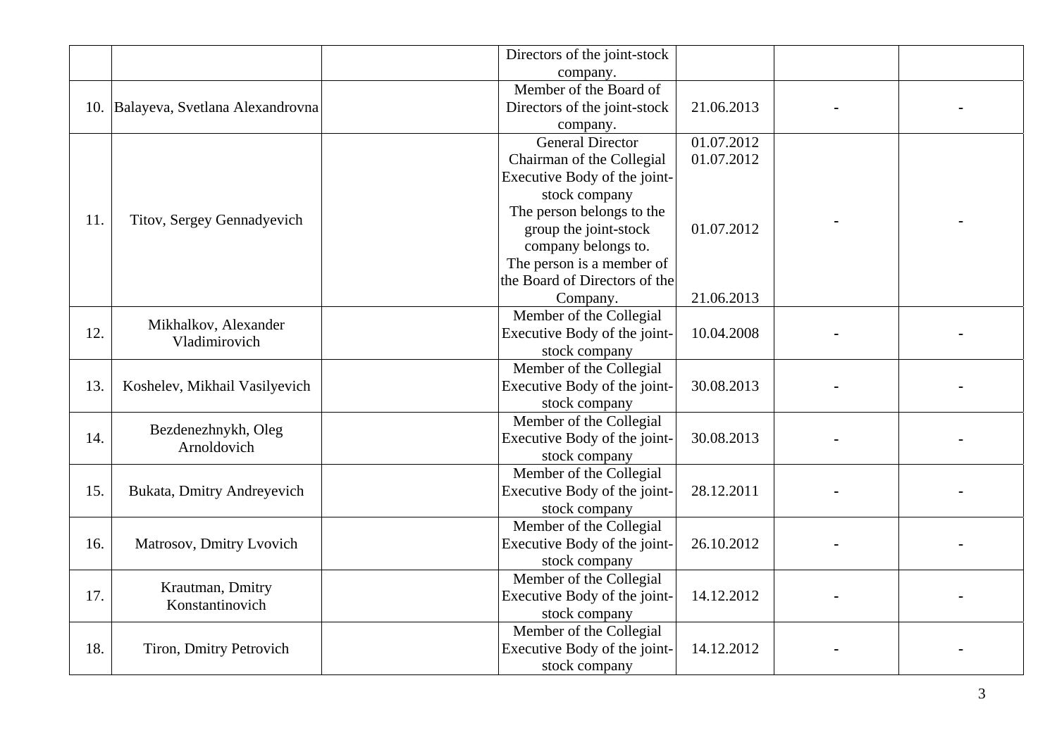| | | | | | | |
|---|---|---|---|---|---|---|
| | | | Directors of the joint-stock company. | | | |
| 10. | Balayeva, Svetlana Alexandrovna | | Member of the Board of Directors of the joint-stock company. | 21.06.2013 | - | - |
| 11. | Titov, Sergey Gennadyevich | | General Director<br>Chairman of the Collegial Executive Body of the joint-stock company<br>The person belongs to the group the joint-stock company belongs to.<br>The person is a member of the Board of Directors of the Company. | 01.07.2012<br>01.07.2012<br><br>01.07.2012<br><br>21.06.2013 | - | - |
| 12. | Mikhalkov, Alexander Vladimirovich | | Member of the Collegial Executive Body of the joint-stock company | 10.04.2008 | - | - |
| 13. | Koshelev, Mikhail Vasilyevich | | Member of the Collegial Executive Body of the joint-stock company | 30.08.2013 | - | - |
| 14. | Bezdenezhnykh, Oleg Arnoldovich | | Member of the Collegial Executive Body of the joint-stock company | 30.08.2013 | - | - |
| 15. | Bukata, Dmitry Andreyevich | | Member of the Collegial Executive Body of the joint-stock company | 28.12.2011 | - | - |
| 16. | Matrosov, Dmitry Lvovich | | Member of the Collegial Executive Body of the joint-stock company | 26.10.2012 | - | - |
| 17. | Krautman, Dmitry Konstantinovich | | Member of the Collegial Executive Body of the joint-stock company | 14.12.2012 | - | - |
| 18. | Tiron, Dmitry Petrovich | | Member of the Collegial Executive Body of the joint-stock company | 14.12.2012 | - | - |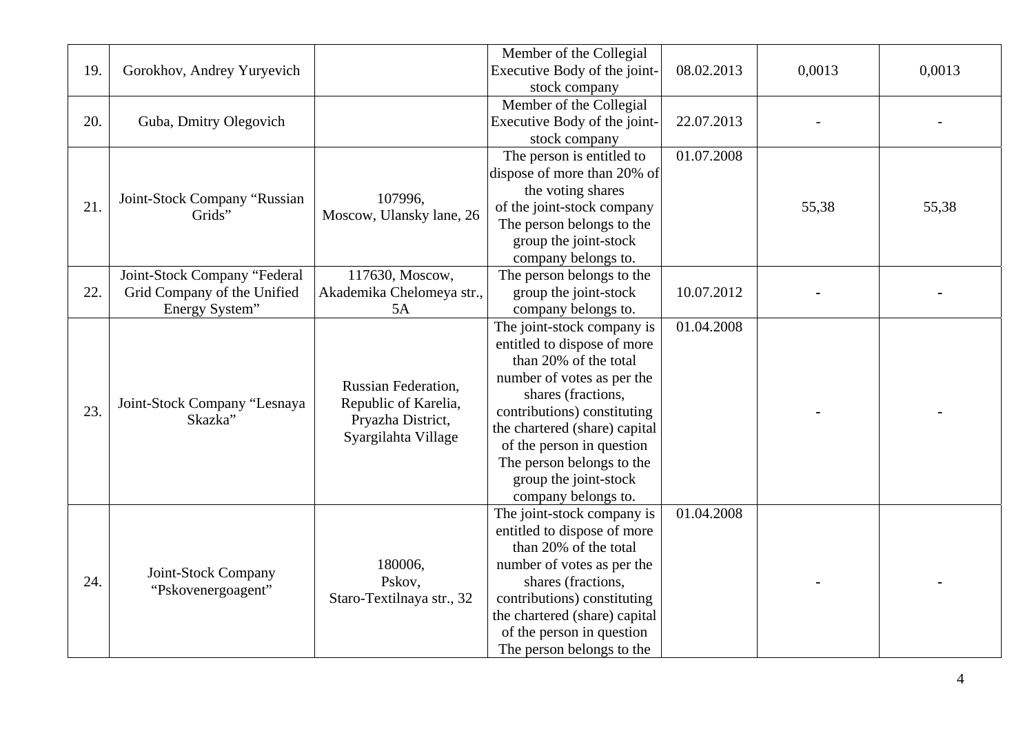| 19. | Gorokhov, Andrey Yuryevich | | Member of the Collegial Executive Body of the joint-stock company | 08.02.2013 | 0,0013 | 0,0013 |
|---|---|---|---|---|---|---|
| 20. | Guba, Dmitry Olegovich | | Member of the Collegial Executive Body of the joint-stock company | 22.07.2013 | - | - |
| 21. | Joint-Stock Company "Russian Grids" | 107996, Moscow, Ulansky lane, 26 | The person is entitled to dispose of more than 20% of the voting shares of the joint-stock company The person belongs to the group the joint-stock company belongs to. | 01.07.2008 | 55,38 | 55,38 |
| 22. | Joint-Stock Company "Federal Grid Company of the Unified Energy System" | 117630, Moscow, Akademika Chelomeya str., 5A | The person belongs to the group the joint-stock company belongs to. | 10.07.2012 | - | - |
| 23. | Joint-Stock Company "Lesnaya Skazka" | Russian Federation, Republic of Karelia, Pryazha District, Syargilahta Village | The joint-stock company is entitled to dispose of more than 20% of the total number of votes as per the shares (fractions, contributions) constituting the chartered (share) capital of the person in question The person belongs to the group the joint-stock company belongs to. | 01.04.2008 | - | - |
| 24. | Joint-Stock Company "Pskovenergoagent" | 180006, Pskov, Staro-Textilnaya str., 32 | The joint-stock company is entitled to dispose of more than 20% of the total number of votes as per the shares (fractions, contributions) constituting the chartered (share) capital of the person in question The person belongs to the | 01.04.2008 | - | - |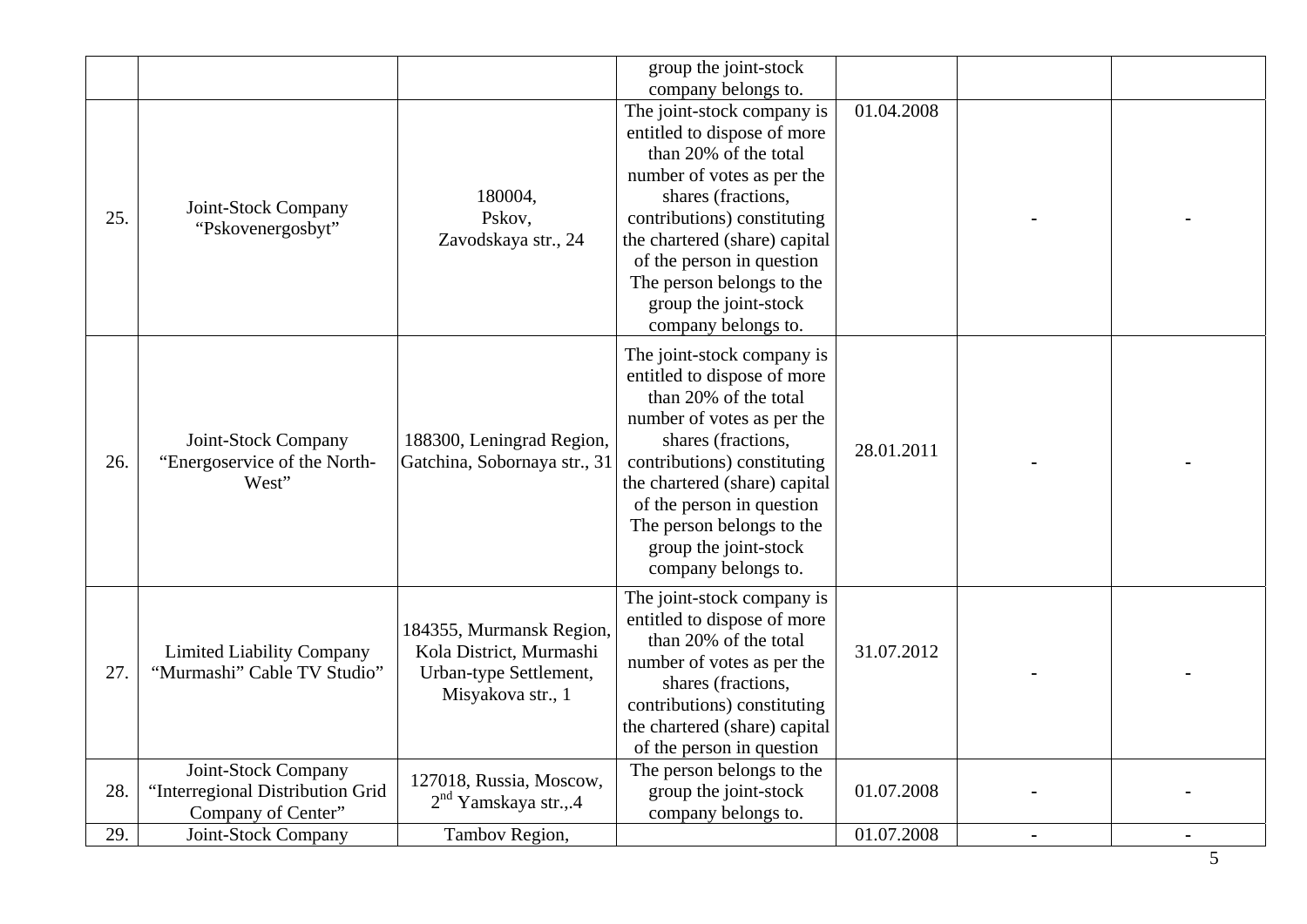| | | | group the joint-stock company belongs to. | | | |
|---|---|---|---|---|---|---|
| 25. | Joint-Stock Company “Pskovenergosbyt” | 180004, Pskov, Zavodskaya str., 24 | The joint-stock company is entitled to dispose of more than 20% of the total number of votes as per the shares (fractions, contributions) constituting the chartered (share) capital of the person in question The person belongs to the group the joint-stock company belongs to. | 01.04.2008 | - | - |
| 26. | Joint-Stock Company “Energoservice of the North-West” | 188300, Leningrad Region, Gatchina, Sobornaya str., 31 | The joint-stock company is entitled to dispose of more than 20% of the total number of votes as per the shares (fractions, contributions) constituting the chartered (share) capital of the person in question The person belongs to the group the joint-stock company belongs to. | 28.01.2011 | - | - |
| 27. | Limited Liability Company “Murmashi” Cable TV Studio” | 184355, Murmansk Region, Kola District, Murmashi Urban-type Settlement, Misyakova str., 1 | The joint-stock company is entitled to dispose of more than 20% of the total number of votes as per the shares (fractions, contributions) constituting the chartered (share) capital of the person in question | 31.07.2012 | - | - |
| 28. | Joint-Stock Company “Interregional Distribution Grid Company of Center” | 127018, Russia, Moscow, 2nd Yamskaya str.,.4 | The person belongs to the group the joint-stock company belongs to. | 01.07.2008 | - | - |
| 29. | Joint-Stock Company | Tambov Region, | | 01.07.2008 | - | - |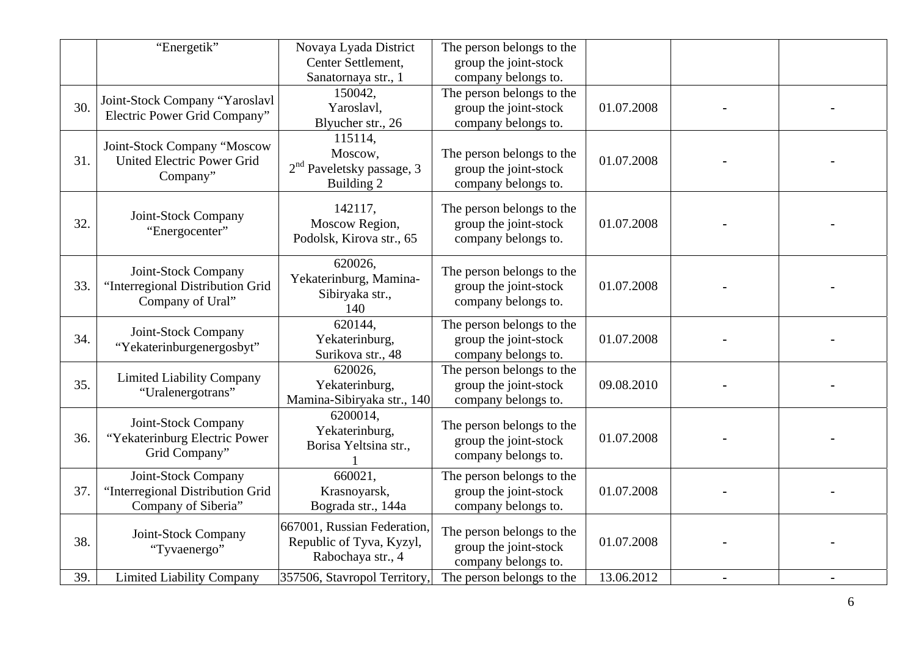| | | | | | | |
|---|---|---|---|---|---|---|
| | "Energetik" | Novaya Lyada District Center Settlement, Sanatornaya str., 1 | The person belongs to the group the joint-stock company belongs to. | | | |
| 30. | Joint-Stock Company "Yaroslavl Electric Power Grid Company" | 150042, Yaroslavl, Blyucher str., 26 | The person belongs to the group the joint-stock company belongs to. | 01.07.2008 | - | - |
| 31. | Joint-Stock Company "Moscow United Electric Power Grid Company" | 115114, Moscow, 2nd Paveletsky passage, 3 Building 2 | The person belongs to the group the joint-stock company belongs to. | 01.07.2008 | - | - |
| 32. | Joint-Stock Company "Energocenter" | 142117, Moscow Region, Podolsk, Kirova str., 65 | The person belongs to the group the joint-stock company belongs to. | 01.07.2008 | - | - |
| 33. | Joint-Stock Company "Interregional Distribution Grid Company of Ural" | 620026, Yekaterinburg, Mamina-Sibiryaka str., 140 | The person belongs to the group the joint-stock company belongs to. | 01.07.2008 | - | - |
| 34. | Joint-Stock Company "Yekaterinburgenergosbyt" | 620144, Yekaterinburg, Surikova str., 48 | The person belongs to the group the joint-stock company belongs to. | 01.07.2008 | - | - |
| 35. | Limited Liability Company "Uralenergotrans" | 620026, Yekaterinburg, Mamina-Sibiryaka str., 140 | The person belongs to the group the joint-stock company belongs to. | 09.08.2010 | - | - |
| 36. | Joint-Stock Company "Yekaterinburg Electric Power Grid Company" | 6200014, Yekaterinburg, Borisa Yeltsina str., 1 | The person belongs to the group the joint-stock company belongs to. | 01.07.2008 | - | - |
| 37. | Joint-Stock Company "Interregional Distribution Grid Company of Siberia" | 660021, Krasnoyarsk, Bograda str., 144a | The person belongs to the group the joint-stock company belongs to. | 01.07.2008 | - | - |
| 38. | Joint-Stock Company "Tyvaenergo" | 667001, Russian Federation, Republic of Tyva, Kyzyl, Rabochaya str., 4 | The person belongs to the group the joint-stock company belongs to. | 01.07.2008 | - | - |
| 39. | Limited Liability Company | 357506, Stavropol Territory, | The person belongs to the | 13.06.2012 | - | - |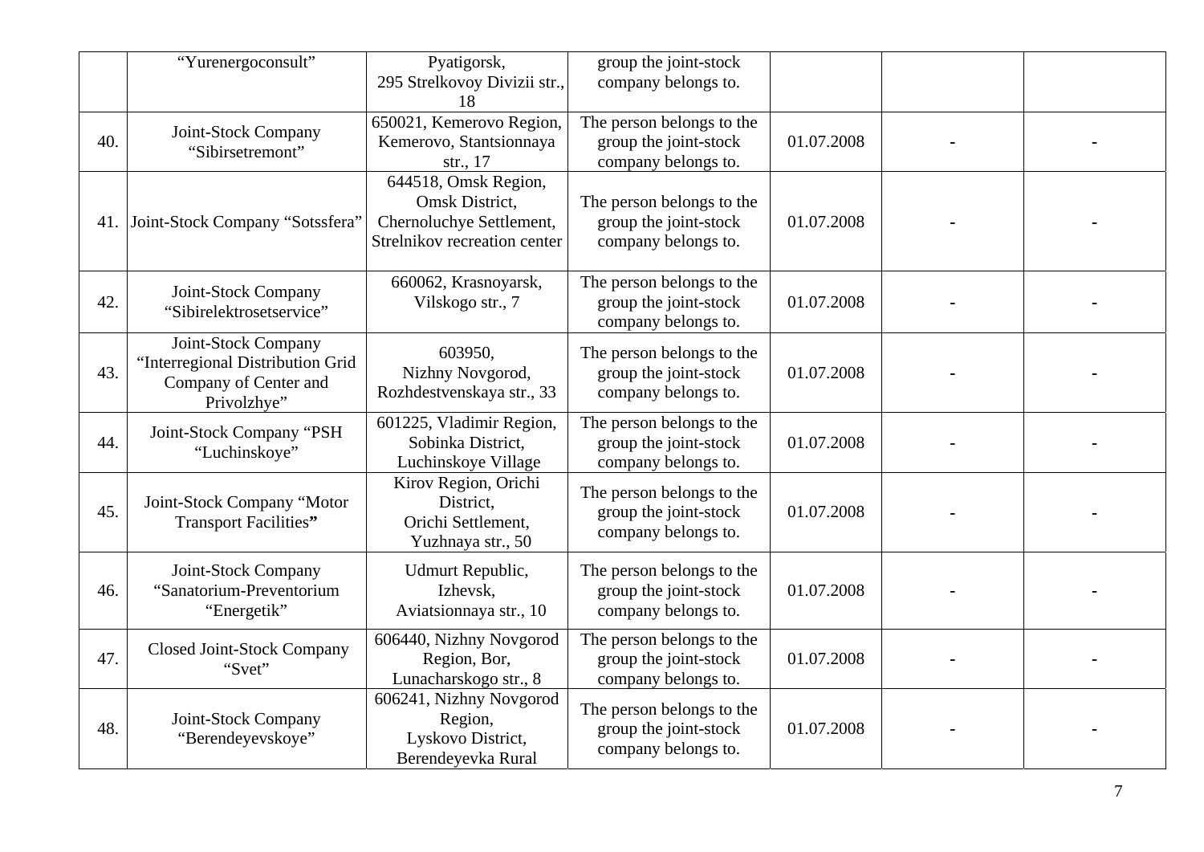| | | | | | | |
|---|---|---|---|---|---|---|
| | "Yurenergoconsult" | Pyatigorsk, 295 Strelkovoy Divizii str., 18 | group the joint-stock company belongs to. | | | |
| 40. | Joint-Stock Company "Sibirsetremont" | 650021, Kemerovo Region, Kemerovo, Stantsionnaya str., 17 | The person belongs to the group the joint-stock company belongs to. | 01.07.2008 | - | - |
| 41. | Joint-Stock Company "Sotssfera" | 644518, Omsk Region, Omsk District, Chernoluchye Settlement, Strelnikov recreation center | The person belongs to the group the joint-stock company belongs to. | 01.07.2008 | - | - |
| 42. | Joint-Stock Company "Sibirelektrosetservice" | 660062, Krasnoyarsk, Vilskogo str., 7 | The person belongs to the group the joint-stock company belongs to. | 01.07.2008 | - | - |
| 43. | Joint-Stock Company "Interregional Distribution Grid Company of Center and Privolzhye" | 603950, Nizhny Novgorod, Rozhdestvenskaya str., 33 | The person belongs to the group the joint-stock company belongs to. | 01.07.2008 | - | - |
| 44. | Joint-Stock Company "PSH "Luchinskoye" | 601225, Vladimir Region, Sobinka District, Luchinskoye Village | The person belongs to the group the joint-stock company belongs to. | 01.07.2008 | - | - |
| 45. | Joint-Stock Company "Motor Transport Facilities" | Kirov Region, Orichi District, Orichi Settlement, Yuzhnaya str., 50 | The person belongs to the group the joint-stock company belongs to. | 01.07.2008 | - | - |
| 46. | Joint-Stock Company "Sanatorium-Preventorium "Energetik" | Udmurt Republic, Izhevsk, Aviatsionnaya str., 10 | The person belongs to the group the joint-stock company belongs to. | 01.07.2008 | - | - |
| 47. | Closed Joint-Stock Company "Svet" | 606440, Nizhny Novgorod Region, Bor, Lunacharskogo str., 8 | The person belongs to the group the joint-stock company belongs to. | 01.07.2008 | - | - |
| 48. | Joint-Stock Company "Berendeyevskoye" | 606241, Nizhny Novgorod Region, Lyskovo District, Berendeyevka Rural | The person belongs to the group the joint-stock company belongs to. | 01.07.2008 | - | - |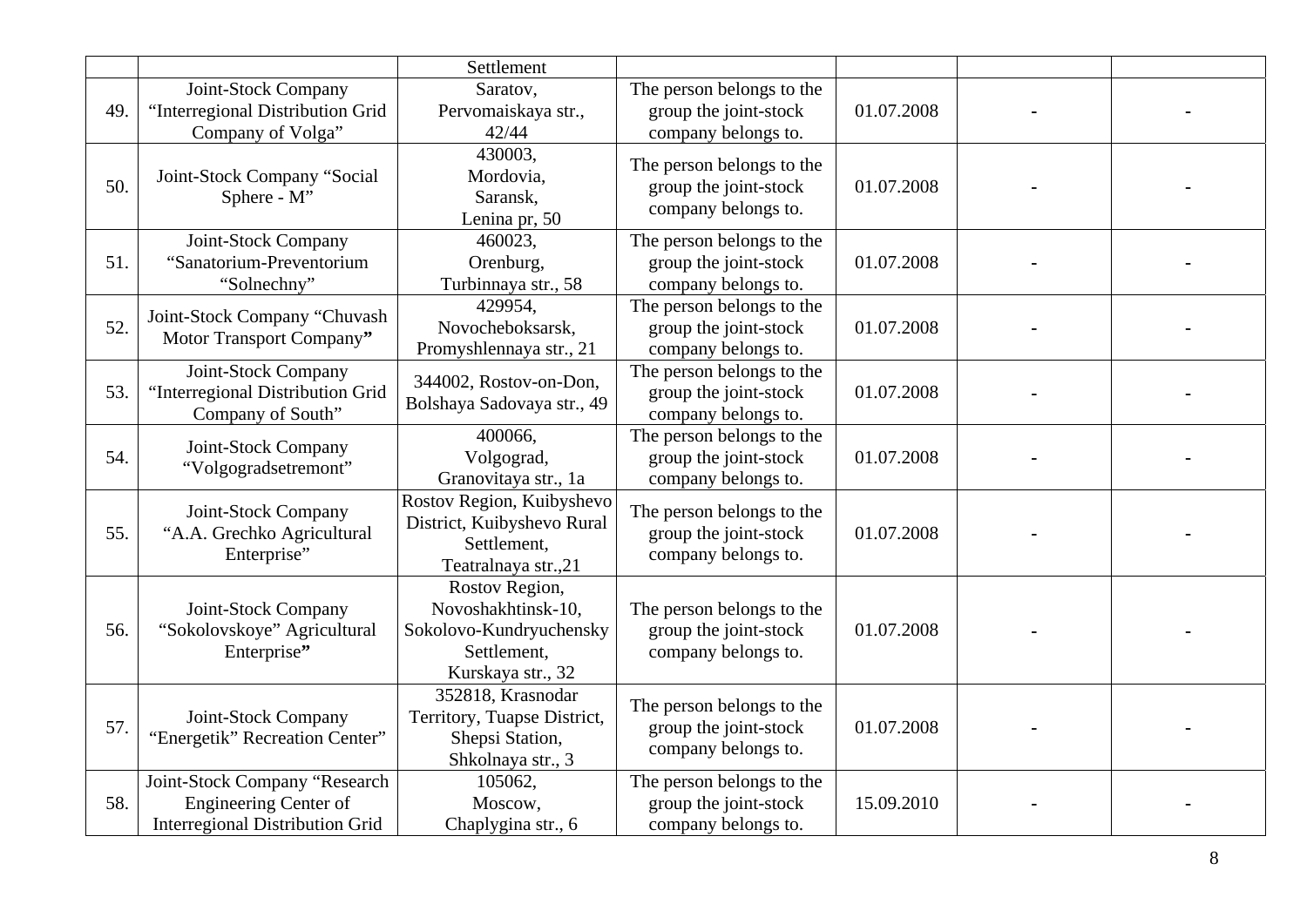| | | Settlement | | | | |
|---|---|---|---|---|---|---|
| 49. | Joint-Stock Company “Interregional Distribution Grid Company of Volga” | Saratov, Pervomaiskaya str., 42/44 | The person belongs to the group the joint-stock company belongs to. | 01.07.2008 | - | - |
| 50. | Joint-Stock Company “Social Sphere - M” | 430003, Mordovia, Saransk, Lenina pr, 50 | The person belongs to the group the joint-stock company belongs to. | 01.07.2008 | - | - |
| 51. | Joint-Stock Company “Sanatorium-Preventorium “Solnechny” | 460023, Orenburg, Turbinnaya str., 58 | The person belongs to the group the joint-stock company belongs to. | 01.07.2008 | - | - |
| 52. | Joint-Stock Company “Chuvash Motor Transport Company” | 429954, Novocheboksarsk, Promyshlennaya str., 21 | The person belongs to the group the joint-stock company belongs to. | 01.07.2008 | - | - |
| 53. | Joint-Stock Company “Interregional Distribution Grid Company of South” | 344002, Rostov-on-Don, Bolshaya Sadovaya str., 49 | The person belongs to the group the joint-stock company belongs to. | 01.07.2008 | - | - |
| 54. | Joint-Stock Company “Volgogradsetremont” | 400066, Volgograd, Granovitaya str., 1a | The person belongs to the group the joint-stock company belongs to. | 01.07.2008 | - | - |
| 55. | Joint-Stock Company “A.A. Grechko Agricultural Enterprise” | Rostov Region, Kuibyshevo District, Kuibyshevo Rural Settlement, Teatralnaya str.,21 | The person belongs to the group the joint-stock company belongs to. | 01.07.2008 | - | - |
| 56. | Joint-Stock Company “Sokolovskoye” Agricultural Enterprise” | Rostov Region, Novoshakhtinsk-10, Sokolovo-Kundryuchensky Settlement, Kurskaya str., 32 | The person belongs to the group the joint-stock company belongs to. | 01.07.2008 | - | - |
| 57. | Joint-Stock Company “Energetik” Recreation Center” | 352818, Krasnodar Territory, Tuapse District, Shepsi Station, Shkolnaya str., 3 | The person belongs to the group the joint-stock company belongs to. | 01.07.2008 | - | - |
| 58. | Joint-Stock Company “Research Engineering Center of Interregional Distribution Grid | 105062, Moscow, Chaplygina str., 6 | The person belongs to the group the joint-stock company belongs to. | 15.09.2010 | - | - |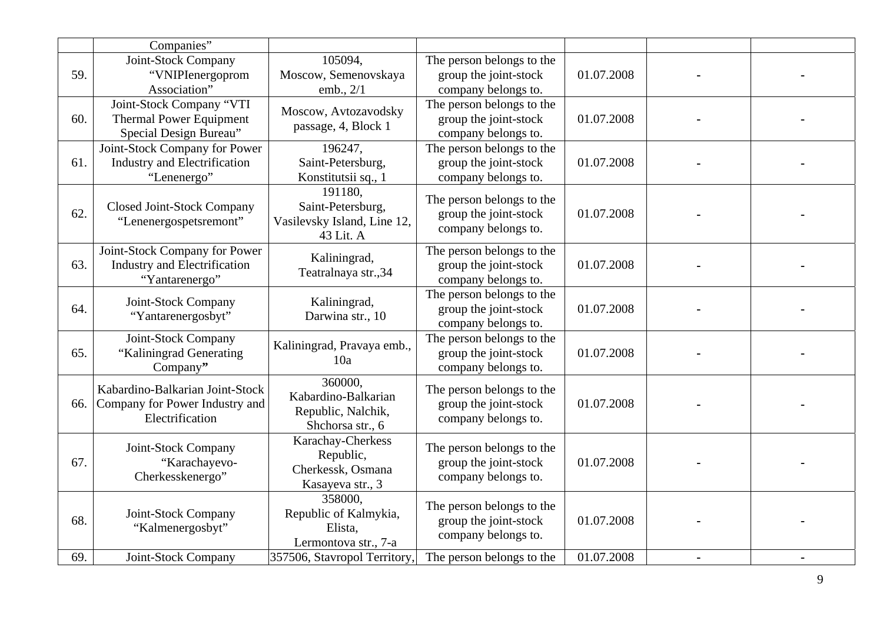| | | | | | | |
|---|---|---|---|---|---|---|
| | Companies” | | | | | |
| 59. | Joint-Stock Company “VNIPIenergoprom Association” | 105094, Moscow, Semenovskaya emb., 2/1 | The person belongs to the group the joint-stock company belongs to. | 01.07.2008 | - | - |
| 60. | Joint-Stock Company “VTI Thermal Power Equipment Special Design Bureau” | Moscow, Avtozavodsky passage, 4, Block 1 | The person belongs to the group the joint-stock company belongs to. | 01.07.2008 | - | - |
| 61. | Joint-Stock Company for Power Industry and Electrification “Lenenergo” | 196247, Saint-Petersburg, Konstitutsii sq., 1 | The person belongs to the group the joint-stock company belongs to. | 01.07.2008 | - | - |
| 62. | Closed Joint-Stock Company “Lenenergospetsremont” | 191180, Saint-Petersburg, Vasilevsky Island, Line 12, 43 Lit. A | The person belongs to the group the joint-stock company belongs to. | 01.07.2008 | - | - |
| 63. | Joint-Stock Company for Power Industry and Electrification “Yantarenergo” | Kaliningrad, Teatralnaya str.,34 | The person belongs to the group the joint-stock company belongs to. | 01.07.2008 | - | - |
| 64. | Joint-Stock Company “Yantarenergosbyt” | Kaliningrad, Darwina str., 10 | The person belongs to the group the joint-stock company belongs to. | 01.07.2008 | - | - |
| 65. | Joint-Stock Company “Kaliningrad Generating Company” | Kaliningrad, Pravaya emb., 10a | The person belongs to the group the joint-stock company belongs to. | 01.07.2008 | - | - |
| 66. | Kabardino-Balkarian Joint-Stock Company for Power Industry and Electrification | 360000, Kabardino-Balkarian Republic, Nalchik, Shchorsa str., 6 | The person belongs to the group the joint-stock company belongs to. | 01.07.2008 | - | - |
| 67. | Joint-Stock Company “Karachayevo-Cherkesskenergo” | Karachay-Cherkess Republic, Cherkessk, Osmana Kasayeva str., 3 | The person belongs to the group the joint-stock company belongs to. | 01.07.2008 | - | - |
| 68. | Joint-Stock Company “Kalmenergosbyt” | 358000, Republic of Kalmykia, Elista, Lermontova str., 7-a | The person belongs to the group the joint-stock company belongs to. | 01.07.2008 | - | - |
| 69. | Joint-Stock Company | 357506, Stavropol Territory, | The person belongs to the | 01.07.2008 | - | - |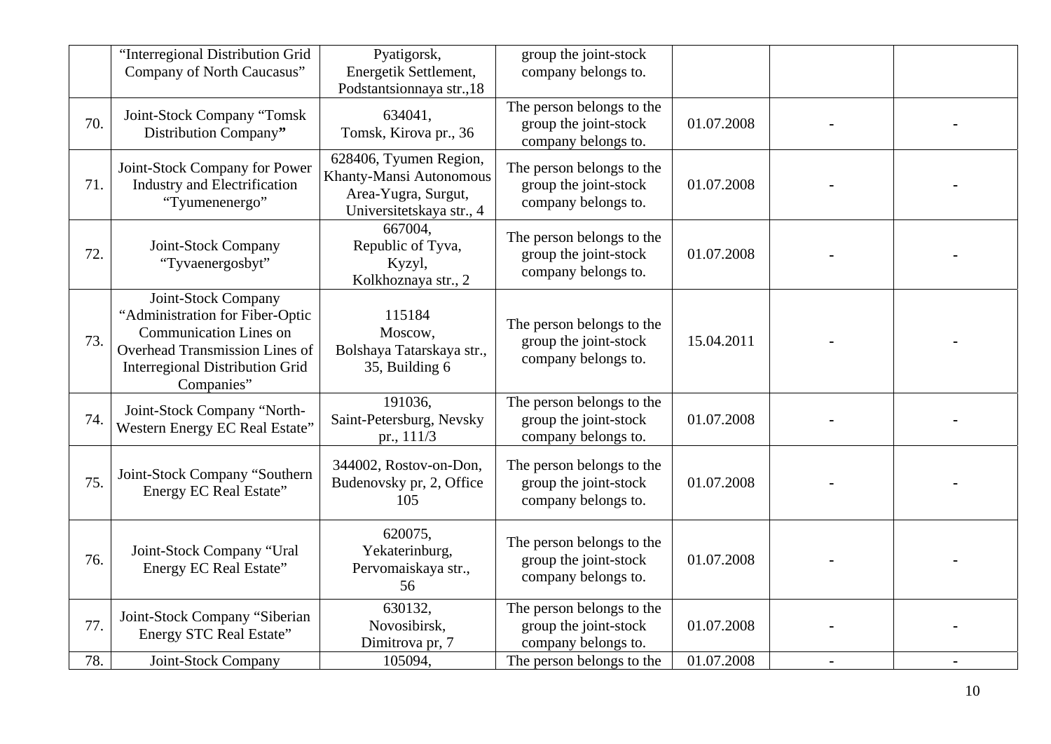| | | | | | | |
|---|---|---|---|---|---|---|
| | "Interregional Distribution Grid Company of North Caucasus" | Pyatigorsk, Energetik Settlement, Podstantsionnaya str.,18 | group the joint-stock company belongs to. | | | |
| 70. | Joint-Stock Company "Tomsk Distribution Company" | 634041, Tomsk, Kirova pr., 36 | The person belongs to the group the joint-stock company belongs to. | 01.07.2008 | - | - |
| 71. | Joint-Stock Company for Power Industry and Electrification "Tyumenenergo" | 628406, Tyumen Region, Khanty-Mansi Autonomous Area-Yugra, Surgut, Universitetskaya str., 4 | The person belongs to the group the joint-stock company belongs to. | 01.07.2008 | - | - |
| 72. | Joint-Stock Company "Tyvaenergosbyt" | 667004, Republic of Tyva, Kyzyl, Kolkhoznaya str., 2 | The person belongs to the group the joint-stock company belongs to. | 01.07.2008 | - | - |
| 73. | Joint-Stock Company "Administration for Fiber-Optic Communication Lines on Overhead Transmission Lines of Interregional Distribution Grid Companies" | 115184 Moscow, Bolshaya Tatarskaya str., 35, Building 6 | The person belongs to the group the joint-stock company belongs to. | 15.04.2011 | - | - |
| 74. | Joint-Stock Company "North-Western Energy EC Real Estate" | 191036, Saint-Petersburg, Nevsky pr., 111/3 | The person belongs to the group the joint-stock company belongs to. | 01.07.2008 | - | - |
| 75. | Joint-Stock Company "Southern Energy EC Real Estate" | 344002, Rostov-on-Don, Budenovsky pr, 2, Office 105 | The person belongs to the group the joint-stock company belongs to. | 01.07.2008 | - | - |
| 76. | Joint-Stock Company "Ural Energy EC Real Estate" | 620075, Yekaterinburg, Pervomaiskaya str., 56 | The person belongs to the group the joint-stock company belongs to. | 01.07.2008 | - | - |
| 77. | Joint-Stock Company "Siberian Energy STC Real Estate" | 630132, Novosibirsk, Dimitrova pr, 7 | The person belongs to the group the joint-stock company belongs to. | 01.07.2008 | - | - |
| 78. | Joint-Stock Company | 105094, | The person belongs to the | 01.07.2008 | - | - |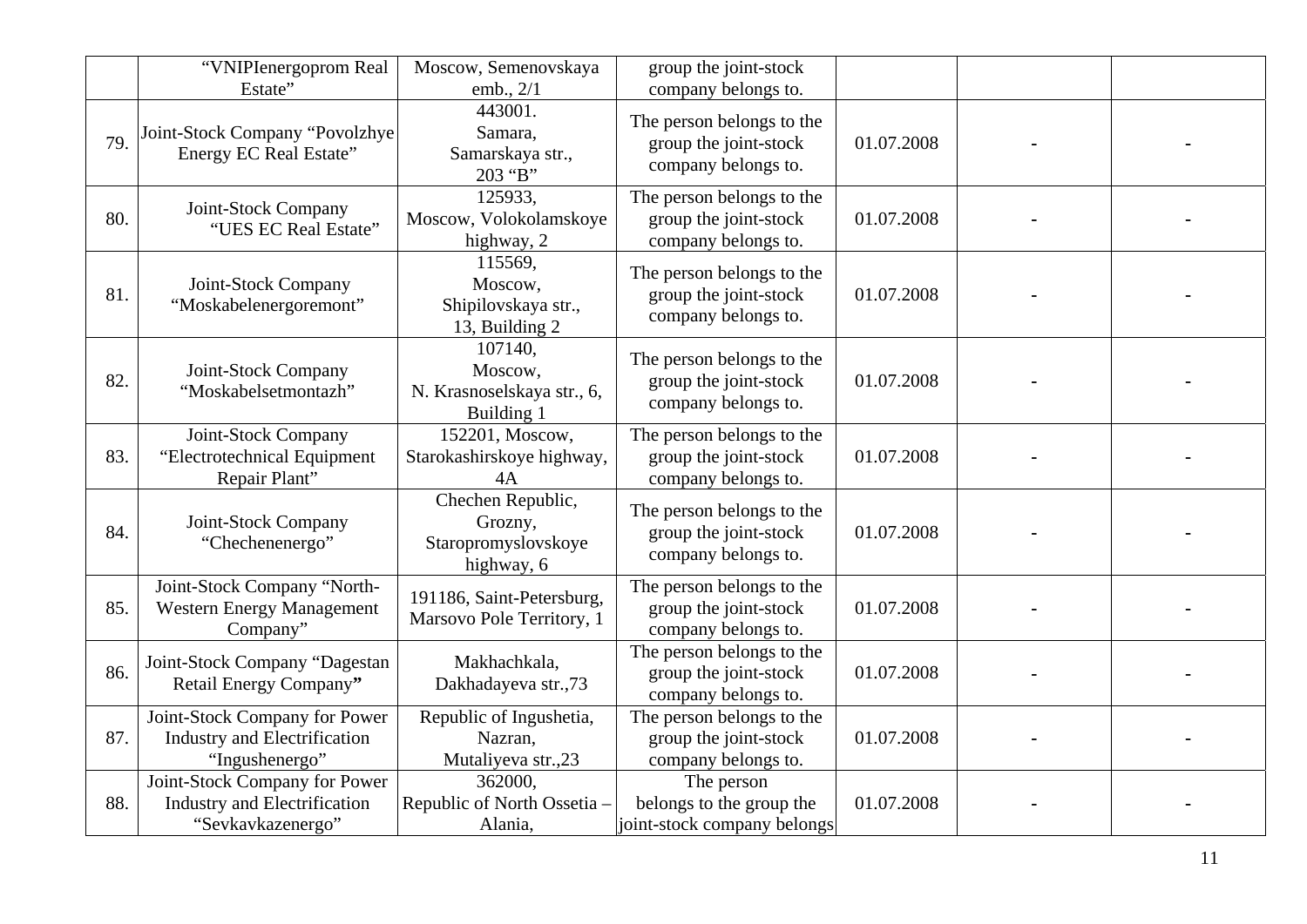| | | | | | | |
|---|---|---|---|---|---|---|
| | “VNIPIenergoprom Real Estate” | Moscow, Semenovskaya emb., 2/1 | group the joint-stock company belongs to. | | | |
| 79. | Joint-Stock Company “Povolzhye Energy EC Real Estate” | 443001. Samara, Samarskaya str., 203 “B” | The person belongs to the group the joint-stock company belongs to. | 01.07.2008 | - | - |
| 80. | Joint-Stock Company “UES EC Real Estate” | 125933, Moscow, Volokolamskoye highway, 2 | The person belongs to the group the joint-stock company belongs to. | 01.07.2008 | - | - |
| 81. | Joint-Stock Company “Moskabelenergoremont” | 115569, Moscow, Shipilovskaya str., 13, Building 2 | The person belongs to the group the joint-stock company belongs to. | 01.07.2008 | - | - |
| 82. | Joint-Stock Company “Moskabelsetmontazh” | 107140, Moscow, N. Krasnoselskaya str., 6, Building 1 | The person belongs to the group the joint-stock company belongs to. | 01.07.2008 | - | - |
| 83. | Joint-Stock Company “Electrotechnical Equipment Repair Plant” | 152201, Moscow, Starokashirskoye highway, 4A | The person belongs to the group the joint-stock company belongs to. | 01.07.2008 | - | - |
| 84. | Joint-Stock Company “Chechenenergo” | Chechen Republic, Grozny, Staropromyslovskoye highway, 6 | The person belongs to the group the joint-stock company belongs to. | 01.07.2008 | - | - |
| 85. | Joint-Stock Company “North-Western Energy Management Company” | 191186, Saint-Petersburg, Marsovo Pole Territory, 1 | The person belongs to the group the joint-stock company belongs to. | 01.07.2008 | - | - |
| 86. | Joint-Stock Company “Dagestan Retail Energy Company**”** | Makhachkala, Dakhadayeva str.,73 | The person belongs to the group the joint-stock company belongs to. | 01.07.2008 | - | - |
| 87. | Joint-Stock Company for Power Industry and Electrification “Ingushenergo” | Republic of Ingushetia, Nazran, Mutaliyeva str.,23 | The person belongs to the group the joint-stock company belongs to. | 01.07.2008 | - | - |
| 88. | Joint-Stock Company for Power Industry and Electrification “Sevkavkazenergo” | 362000, Republic of North Ossetia – Alania, | The person belongs to the group the joint-stock company belongs | 01.07.2008 | - | - |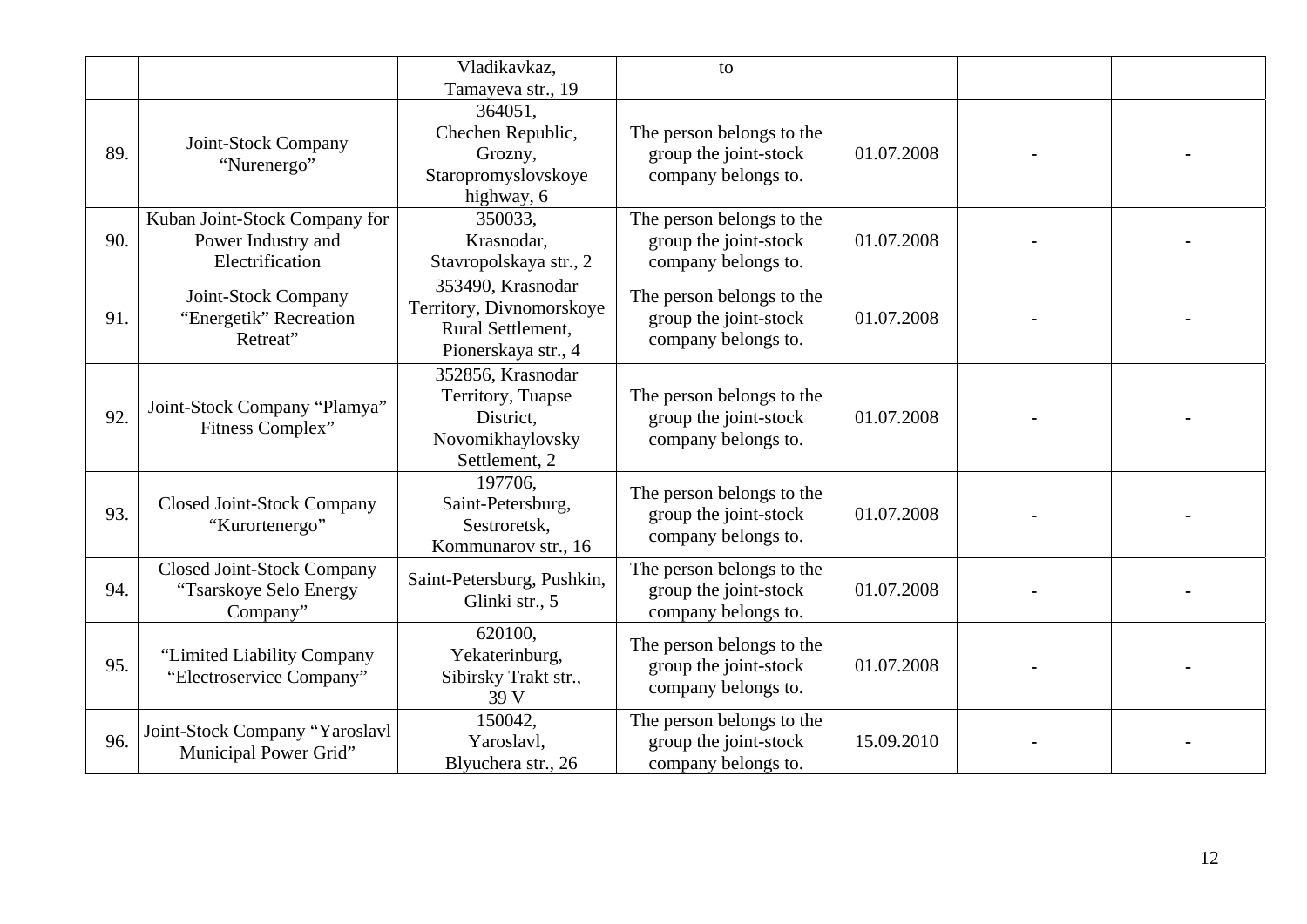| | | | | | | |
|---|---|---|---|---|---|---|
| | | Vladikavkaz, Tamayeva str., 19 | to | | | |
| 89. | Joint-Stock Company "Nurenergo" | 364051, Chechen Republic, Grozny, Staropromyslovskoye highway, 6 | The person belongs to the group the joint-stock company belongs to. | 01.07.2008 | - | - |
| 90. | Kuban Joint-Stock Company for Power Industry and Electrification | 350033, Krasnodar, Stavropolskaya str., 2 | The person belongs to the group the joint-stock company belongs to. | 01.07.2008 | - | - |
| 91. | Joint-Stock Company "Energetik" Recreation Retreat" | 353490, Krasnodar Territory, Divnomorskoye Rural Settlement, Pionerskaya str., 4 | The person belongs to the group the joint-stock company belongs to. | 01.07.2008 | - | - |
| 92. | Joint-Stock Company "Plamya" Fitness Complex" | 352856, Krasnodar Territory, Tuapse District, Novomikhaylovsky Settlement, 2 | The person belongs to the group the joint-stock company belongs to. | 01.07.2008 | - | - |
| 93. | Closed Joint-Stock Company "Kurortenergo" | 197706, Saint-Petersburg, Sestroretsk, Kommunarov str., 16 | The person belongs to the group the joint-stock company belongs to. | 01.07.2008 | - | - |
| 94. | Closed Joint-Stock Company "Tsarskoye Selo Energy Company" | Saint-Petersburg, Pushkin, Glinki str., 5 | The person belongs to the group the joint-stock company belongs to. | 01.07.2008 | - | - |
| 95. | "Limited Liability Company "Electroservice Company" | 620100, Yekaterinburg, Sibirsky Trakt str., 39 V | The person belongs to the group the joint-stock company belongs to. | 01.07.2008 | - | - |
| 96. | Joint-Stock Company "Yaroslavl Municipal Power Grid" | 150042, Yaroslavl, Blyuchera str., 26 | The person belongs to the group the joint-stock company belongs to. | 15.09.2010 | - | - |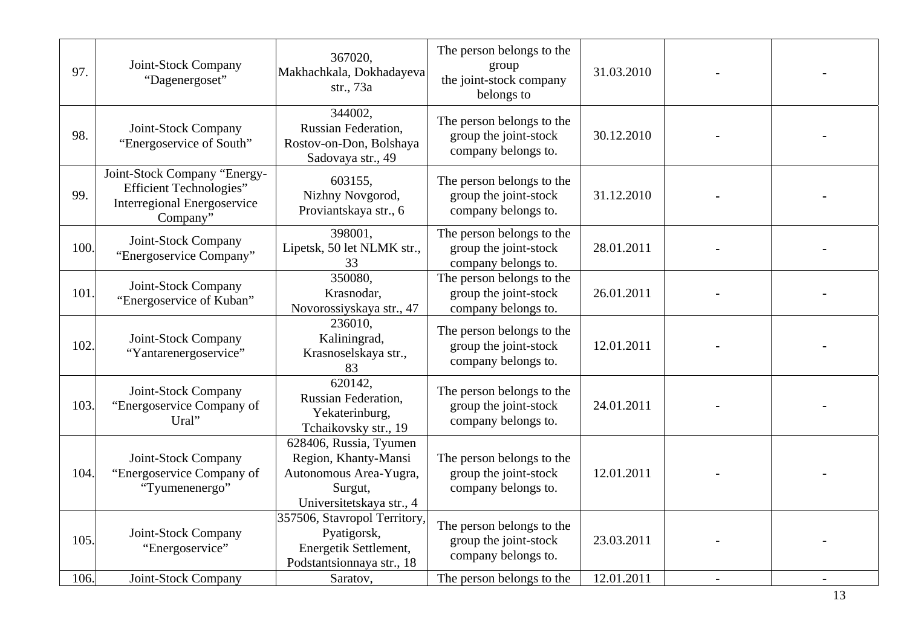| 97. | Joint-Stock Company “Dagenergoset” | 367020, Makhachkala, Dokhadayeva str., 73a | The person belongs to the group the joint-stock company belongs to | 31.03.2010 | - | - |
|---|---|---|---|---|---|---|
| 98. | Joint-Stock Company “Energoservice of South” | 344002, Russian Federation, Rostov-on-Don, Bolshaya Sadovaya str., 49 | The person belongs to the group the joint-stock company belongs to. | 30.12.2010 | - | - |
| 99. | Joint-Stock Company “Energy-Efficient Technologies” Interregional Energoservice Company” | 603155, Nizhny Novgorod, Proviantskaya str., 6 | The person belongs to the group the joint-stock company belongs to. | 31.12.2010 | - | - |
| 100. | Joint-Stock Company “Energoservice Company” | 398001, Lipetsk, 50 let NLMK str., 33 | The person belongs to the group the joint-stock company belongs to. | 28.01.2011 | - | - |
| 101. | Joint-Stock Company “Energoservice of Kuban” | 350080, Krasnodar, Novorossiyskaya str., 47 | The person belongs to the group the joint-stock company belongs to. | 26.01.2011 | - | - |
| 102. | Joint-Stock Company “Yantarenergoservice” | 236010, Kaliningrad, Krasnoselskaya str., 83 | The person belongs to the group the joint-stock company belongs to. | 12.01.2011 | - | - |
| 103. | Joint-Stock Company “Energoservice Company of Ural” | 620142, Russian Federation, Yekaterinburg, Tchaikovsky str., 19 | The person belongs to the group the joint-stock company belongs to. | 24.01.2011 | - | - |
| 104. | Joint-Stock Company “Energoservice Company of “Tyumenenergo” | 628406, Russia, Tyumen Region, Khanty-Mansi Autonomous Area-Yugra, Surgut, Universitetskaya str., 4 | The person belongs to the group the joint-stock company belongs to. | 12.01.2011 | - | - |
| 105. | Joint-Stock Company “Energoservice” | 357506, Stavropol Territory, Pyatigorsk, Energetik Settlement, Podstantsionnaya str., 18 | The person belongs to the group the joint-stock company belongs to. | 23.03.2011 | - | - |
| 106. | Joint-Stock Company | Saratov, | The person belongs to the | 12.01.2011 | - | - |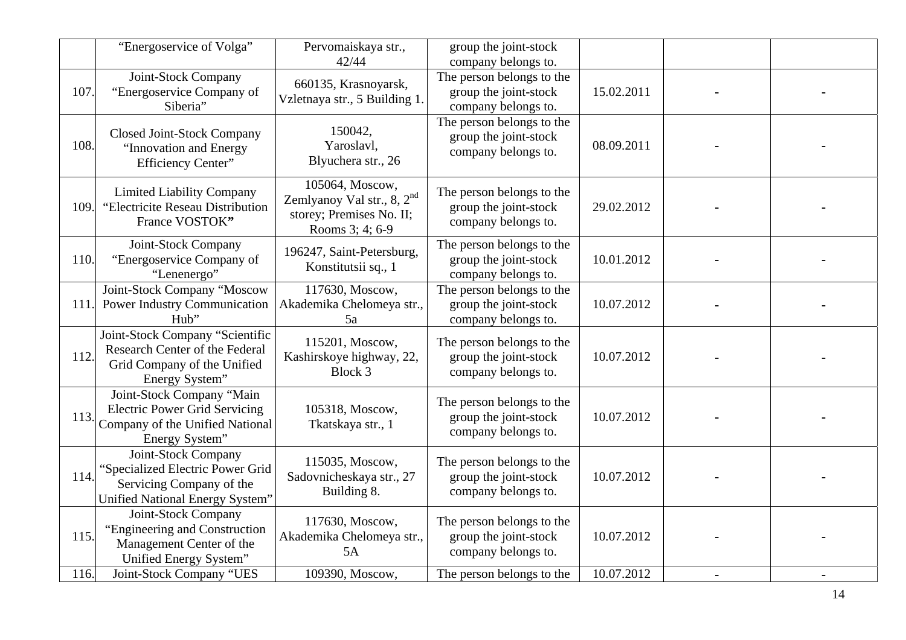| | | | | | | |
|---|---|---|---|---|---|---|
| | "Energoservice of Volga" | Pervomaiskaya str., 42/44 | group the joint-stock company belongs to. | | | |
| 107. | Joint-Stock Company "Energoservice Company of Siberia" | 660135, Krasnoyarsk, Vzletnaya str., 5 Building 1. | The person belongs to the group the joint-stock company belongs to. | 15.02.2011 | - | - |
| 108. | Closed Joint-Stock Company "Innovation and Energy Efficiency Center" | 150042, Yaroslavl, Blyuchera str., 26 | The person belongs to the group the joint-stock company belongs to. | 08.09.2011 | - | - |
| 109. | Limited Liability Company "Electricite Reseau Distribution France VOSTOK**"** | 105064, Moscow, Zemlyanoy Val str., 8, 2nd storey; Premises No. II; Rooms 3; 4; 6-9 | The person belongs to the group the joint-stock company belongs to. | 29.02.2012 | - | - |
| 110. | Joint-Stock Company "Energoservice Company of "Lenenergo" | 196247, Saint-Petersburg, Konstitutsii sq., 1 | The person belongs to the group the joint-stock company belongs to. | 10.01.2012 | - | - |
| 111. | Joint-Stock Company "Moscow Power Industry Communication Hub" | 117630, Moscow, Akademika Chelomeya str., 5a | The person belongs to the group the joint-stock company belongs to. | 10.07.2012 | - | - |
| 112. | Joint-Stock Company "Scientific Research Center of the Federal Grid Company of the Unified Energy System" | 115201, Moscow, Kashirskoye highway, 22, Block 3 | The person belongs to the group the joint-stock company belongs to. | 10.07.2012 | - | - |
| 113. | Joint-Stock Company "Main Electric Power Grid Servicing Company of the Unified National Energy System" | 105318, Moscow, Tkatskaya str., 1 | The person belongs to the group the joint-stock company belongs to. | 10.07.2012 | - | - |
| 114. | Joint-Stock Company "Specialized Electric Power Grid Servicing Company of the Unified National Energy System" | 115035, Moscow, Sadovnicheskaya str., 27 Building 8. | The person belongs to the group the joint-stock company belongs to. | 10.07.2012 | - | - |
| 115. | Joint-Stock Company "Engineering and Construction Management Center of the Unified Energy System" | 117630, Moscow, Akademika Chelomeya str., 5A | The person belongs to the group the joint-stock company belongs to. | 10.07.2012 | - | - |
| 116. | Joint-Stock Company "UES | 109390, Moscow, | The person belongs to the | 10.07.2012 | - | - |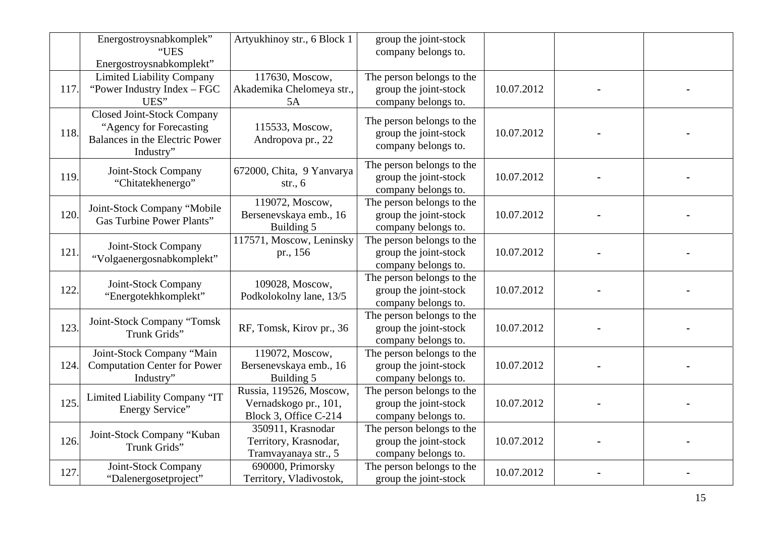| | | | | | | |
|---|---|---|---|---|---|---|
| | Energostroysnabkomplek" "UES Energostroysnabkomplekt" | Artyukhinoy str., 6 Block 1 | group the joint-stock company belongs to. | | | |
| 117. | Limited Liability Company "Power Industry Index – FGC UES" | 117630, Moscow, Akademika Chelomeya str., 5A | The person belongs to the group the joint-stock company belongs to. | 10.07.2012 | - | - |
| 118. | Closed Joint-Stock Company "Agency for Forecasting Balances in the Electric Power Industry" | 115533, Moscow, Andropova pr., 22 | The person belongs to the group the joint-stock company belongs to. | 10.07.2012 | - | - |
| 119. | Joint-Stock Company "Chitatekhenergo" | 672000, Chita, 9 Yanvarya str., 6 | The person belongs to the group the joint-stock company belongs to. | 10.07.2012 | - | - |
| 120. | Joint-Stock Company "Mobile Gas Turbine Power Plants" | 119072, Moscow, Bersenevskaya emb., 16 Building 5 | The person belongs to the group the joint-stock company belongs to. | 10.07.2012 | - | - |
| 121. | Joint-Stock Company "Volgaenergosnabkomplekt" | 117571, Moscow, Leninsky pr., 156 | The person belongs to the group the joint-stock company belongs to. | 10.07.2012 | - | - |
| 122. | Joint-Stock Company "Energotekhkomplekt" | 109028, Moscow, Podkolokolny lane, 13/5 | The person belongs to the group the joint-stock company belongs to. | 10.07.2012 | - | - |
| 123. | Joint-Stock Company "Tomsk Trunk Grids" | RF, Tomsk, Kirov pr., 36 | The person belongs to the group the joint-stock company belongs to. | 10.07.2012 | - | - |
| 124. | Joint-Stock Company "Main Computation Center for Power Industry" | 119072, Moscow, Bersenevskaya emb., 16 Building 5 | The person belongs to the group the joint-stock company belongs to. | 10.07.2012 | - | - |
| 125. | Limited Liability Company "IT Energy Service" | Russia, 119526, Moscow, Vernadskogo pr., 101, Block 3, Office C-214 | The person belongs to the group the joint-stock company belongs to. | 10.07.2012 | - | - |
| 126. | Joint-Stock Company "Kuban Trunk Grids" | 350911, Krasnodar Territory, Krasnodar, Tramvayanaya str., 5 | The person belongs to the group the joint-stock company belongs to. | 10.07.2012 | - | - |
| 127. | Joint-Stock Company "Dalenergosetproject" | 690000, Primorsky Territory, Vladivostok, | The person belongs to the group the joint-stock | 10.07.2012 | - | - |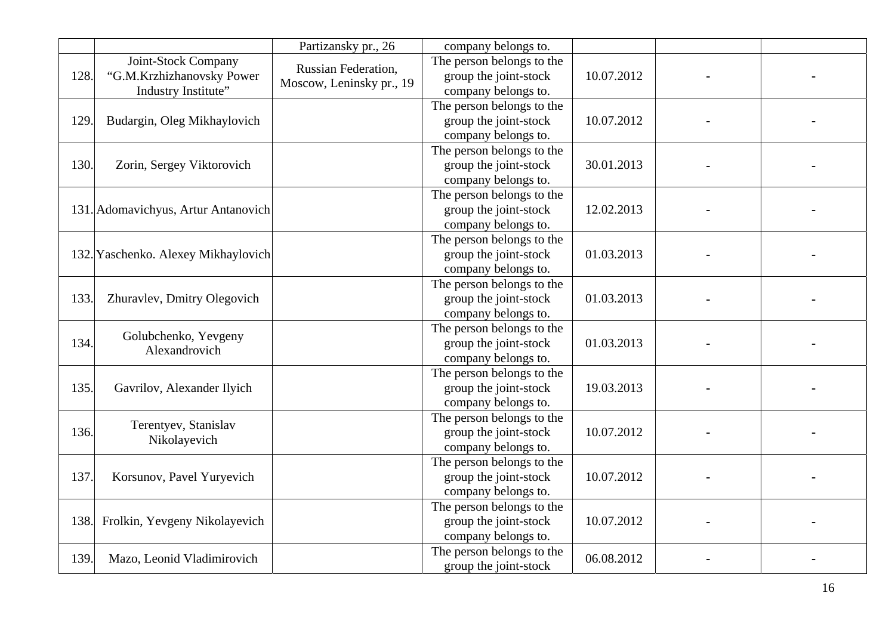| | | | | | | |
|---|---|---|---|---|---|---|
| | | Partizansky pr., 26 | company belongs to. | | | |
| 128. | Joint-Stock Company “G.M.Krzhizhanovsky Power Industry Institute” | Russian Federation, Moscow, Leninsky pr., 19 | The person belongs to the group the joint-stock company belongs to. | 10.07.2012 | - | - |
| 129. | Budargin, Oleg Mikhaylovich | | The person belongs to the group the joint-stock company belongs to. | 10.07.2012 | - | - |
| 130. | Zorin, Sergey Viktorovich | | The person belongs to the group the joint-stock company belongs to. | 30.01.2013 | - | - |
| 131. | Adomavichyus, Artur Antanovich | | The person belongs to the group the joint-stock company belongs to. | 12.02.2013 | - | - |
| 132. | Yaschenko. Alexey Mikhaylovich | | The person belongs to the group the joint-stock company belongs to. | 01.03.2013 | - | - |
| 133. | Zhuravlev, Dmitry Olegovich | | The person belongs to the group the joint-stock company belongs to. | 01.03.2013 | - | - |
| 134. | Golubchenko, Yevgeny Alexandrovich | | The person belongs to the group the joint-stock company belongs to. | 01.03.2013 | - | - |
| 135. | Gavrilov, Alexander Ilyich | | The person belongs to the group the joint-stock company belongs to. | 19.03.2013 | - | - |
| 136. | Terentyev, Stanislav Nikolayevich | | The person belongs to the group the joint-stock company belongs to. | 10.07.2012 | - | - |
| 137. | Korsunov, Pavel Yuryevich | | The person belongs to the group the joint-stock company belongs to. | 10.07.2012 | - | - |
| 138. | Frolkin, Yevgeny Nikolayevich | | The person belongs to the group the joint-stock company belongs to. | 10.07.2012 | - | - |
| 139. | Mazo, Leonid Vladimirovich | | The person belongs to the group the joint-stock | 06.08.2012 | - | - |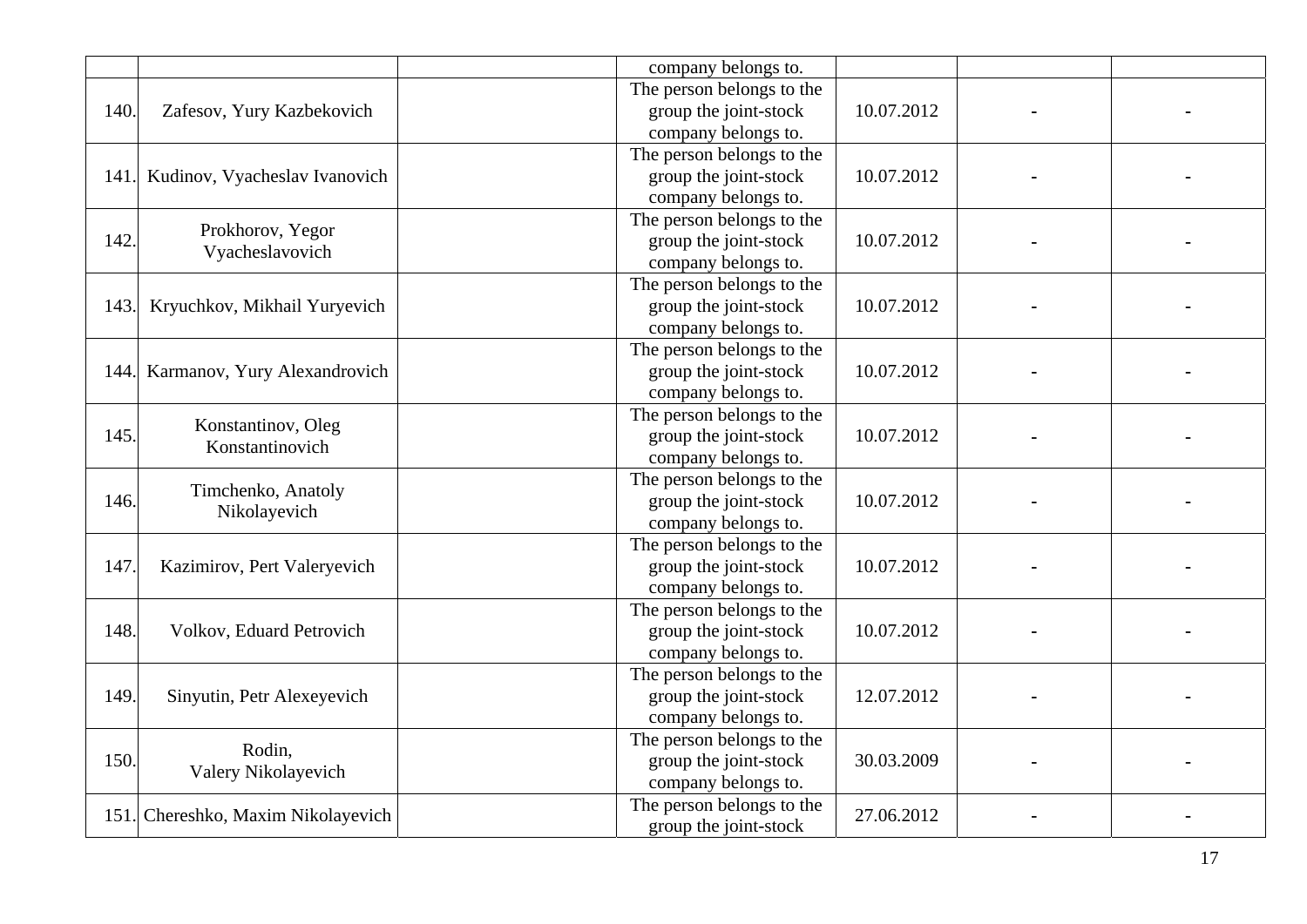| | | | | | | |
|---|---|---|---|---|---|---|
| | | | company belongs to. | | | |
| 140. | Zafesov, Yury Kazbekovich | | The person belongs to the group the joint-stock company belongs to. | 10.07.2012 | - | - |
| 141. | Kudinov, Vyacheslav Ivanovich | | The person belongs to the group the joint-stock company belongs to. | 10.07.2012 | - | - |
| 142. | Prokhorov, Yegor Vyacheslavovich | | The person belongs to the group the joint-stock company belongs to. | 10.07.2012 | - | - |
| 143. | Kryuchkov, Mikhail Yuryevich | | The person belongs to the group the joint-stock company belongs to. | 10.07.2012 | - | - |
| 144. | Karmanov, Yury Alexandrovich | | The person belongs to the group the joint-stock company belongs to. | 10.07.2012 | - | - |
| 145. | Konstantinov, Oleg Konstantinovich | | The person belongs to the group the joint-stock company belongs to. | 10.07.2012 | - | - |
| 146. | Timchenko, Anatoly Nikolayevich | | The person belongs to the group the joint-stock company belongs to. | 10.07.2012 | - | - |
| 147. | Kazimirov, Pert Valeryevich | | The person belongs to the group the joint-stock company belongs to. | 10.07.2012 | - | - |
| 148. | Volkov, Eduard Petrovich | | The person belongs to the group the joint-stock company belongs to. | 10.07.2012 | - | - |
| 149. | Sinyutin, Petr Alexeyevich | | The person belongs to the group the joint-stock company belongs to. | 12.07.2012 | - | - |
| 150. | Rodin, Valery Nikolayevich | | The person belongs to the group the joint-stock company belongs to. | 30.03.2009 | - | - |
| 151. | Chereshko, Maxim Nikolayevich | | The person belongs to the group the joint-stock | 27.06.2012 | - | - |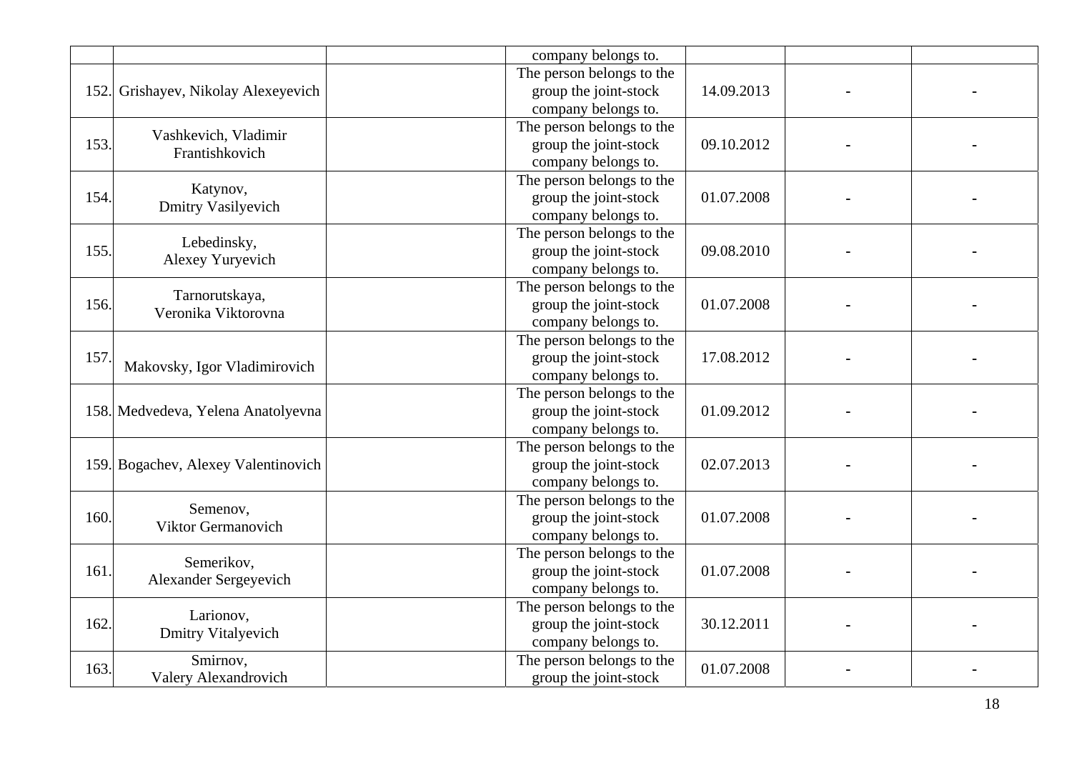| | | | | | | |
|---|---|---|---|---|---|---|
| | | | company belongs to. | | | |
| 152. | Grishayev, Nikolay Alexeyevich | | The person belongs to the group the joint-stock company belongs to. | 14.09.2013 | - | - |
| 153. | Vashkevich, Vladimir Frantishkovich | | The person belongs to the group the joint-stock company belongs to. | 09.10.2012 | - | - |
| 154. | Katynov, Dmitry Vasilyevich | | The person belongs to the group the joint-stock company belongs to. | 01.07.2008 | - | - |
| 155. | Lebedinsky, Alexey Yuryevich | | The person belongs to the group the joint-stock company belongs to. | 09.08.2010 | - | - |
| 156. | Tarnorutskaya, Veronika Viktorovna | | The person belongs to the group the joint-stock company belongs to. | 01.07.2008 | - | - |
| 157. | Makovsky, Igor Vladimirovich | | The person belongs to the group the joint-stock company belongs to. | 17.08.2012 | - | - |
| 158. | Medvedeva, Yelena Anatolyevna | | The person belongs to the group the joint-stock company belongs to. | 01.09.2012 | - | - |
| 159. | Bogachev, Alexey Valentinovich | | The person belongs to the group the joint-stock company belongs to. | 02.07.2013 | - | - |
| 160. | Semenov, Viktor Germanovich | | The person belongs to the group the joint-stock company belongs to. | 01.07.2008 | - | - |
| 161. | Semerikov, Alexander Sergeyevich | | The person belongs to the group the joint-stock company belongs to. | 01.07.2008 | - | - |
| 162. | Larionov, Dmitry Vitalyevich | | The person belongs to the group the joint-stock company belongs to. | 30.12.2011 | - | - |
| 163. | Smirnov, Valery Alexandrovich | | The person belongs to the group the joint-stock | 01.07.2008 | - | - |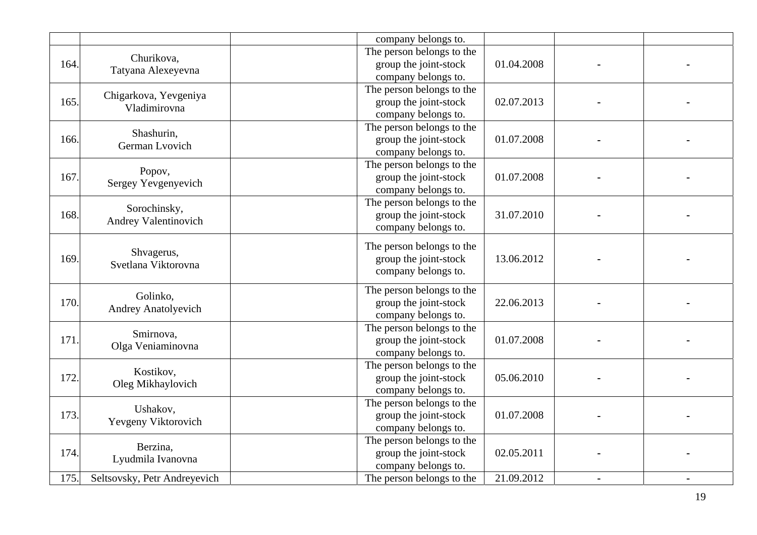| | | | company belongs to. | | | |
|---|---|---|---|---|---|---|
| 164. | Churikova, Tatyana Alexeyevna | | The person belongs to the group the joint-stock company belongs to. | 01.04.2008 | - | - |
| 165. | Chigarkova, Yevgeniya Vladimirovna | | The person belongs to the group the joint-stock company belongs to. | 02.07.2013 | - | - |
| 166. | Shashurin, German Lvovich | | The person belongs to the group the joint-stock company belongs to. | 01.07.2008 | - | - |
| 167. | Popov, Sergey Yevgenyevich | | The person belongs to the group the joint-stock company belongs to. | 01.07.2008 | - | - |
| 168. | Sorochinsky, Andrey Valentinovich | | The person belongs to the group the joint-stock company belongs to. | 31.07.2010 | - | - |
| 169. | Shvagerus, Svetlana Viktorovna | | The person belongs to the group the joint-stock company belongs to. | 13.06.2012 | - | - |
| 170. | Golinko, Andrey Anatolyevich | | The person belongs to the group the joint-stock company belongs to. | 22.06.2013 | - | - |
| 171. | Smirnova, Olga Veniaminovna | | The person belongs to the group the joint-stock company belongs to. | 01.07.2008 | - | - |
| 172. | Kostikov, Oleg Mikhaylovich | | The person belongs to the group the joint-stock company belongs to. | 05.06.2010 | - | - |
| 173. | Ushakov, Yevgeny Viktorovich | | The person belongs to the group the joint-stock company belongs to. | 01.07.2008 | - | - |
| 174. | Berzina, Lyudmila Ivanovna | | The person belongs to the group the joint-stock company belongs to. | 02.05.2011 | - | - |
| 175. | Seltsovsky, Petr Andreyevich | | The person belongs to the | 21.09.2012 | - | - |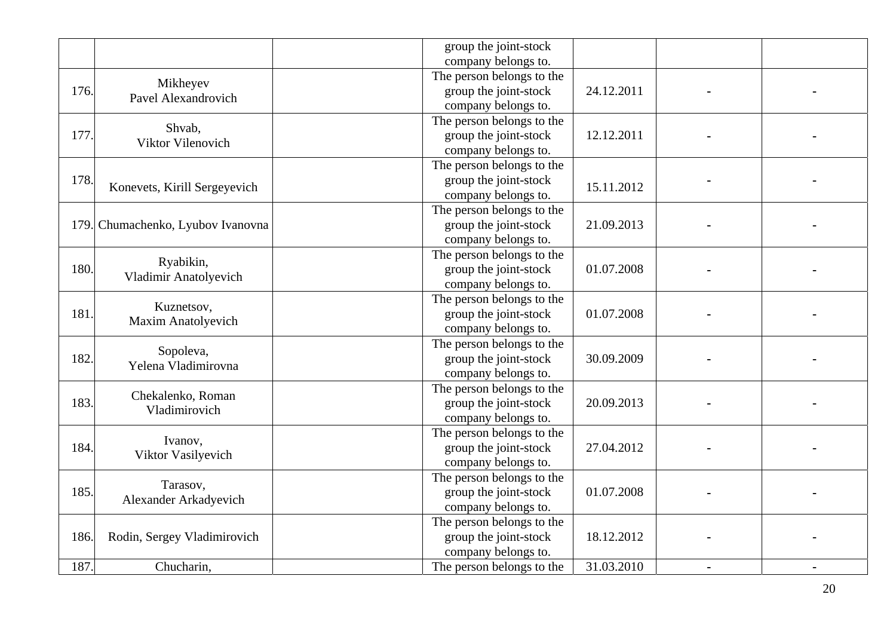| | | | | | | |
|---|---|---|---|---|---|---|
| | | | group the joint-stock company belongs to. | | | |
| 176. | Mikheyev Pavel Alexandrovich | | The person belongs to the group the joint-stock company belongs to. | 24.12.2011 | - | - |
| 177. | Shvab, Viktor Vilenovich | | The person belongs to the group the joint-stock company belongs to. | 12.12.2011 | - | - |
| 178. | Konevets, Kirill Sergeyevich | | The person belongs to the group the joint-stock company belongs to. | 15.11.2012 | - | - |
| 179. | Chumachenko, Lyubov Ivanovna | | The person belongs to the group the joint-stock company belongs to. | 21.09.2013 | - | - |
| 180. | Ryabikin, Vladimir Anatolyevich | | The person belongs to the group the joint-stock company belongs to. | 01.07.2008 | - | - |
| 181. | Kuznetsov, Maxim Anatolyevich | | The person belongs to the group the joint-stock company belongs to. | 01.07.2008 | - | - |
| 182. | Sopoleva, Yelena Vladimirovna | | The person belongs to the group the joint-stock company belongs to. | 30.09.2009 | - | - |
| 183. | Chekalenko, Roman Vladimirovich | | The person belongs to the group the joint-stock company belongs to. | 20.09.2013 | - | - |
| 184. | Ivanov, Viktor Vasilyevich | | The person belongs to the group the joint-stock company belongs to. | 27.04.2012 | - | - |
| 185. | Tarasov, Alexander Arkadyevich | | The person belongs to the group the joint-stock company belongs to. | 01.07.2008 | - | - |
| 186. | Rodin, Sergey Vladimirovich | | The person belongs to the group the joint-stock company belongs to. | 18.12.2012 | - | - |
| 187. | Chucharin, | | The person belongs to the | 31.03.2010 | - | - |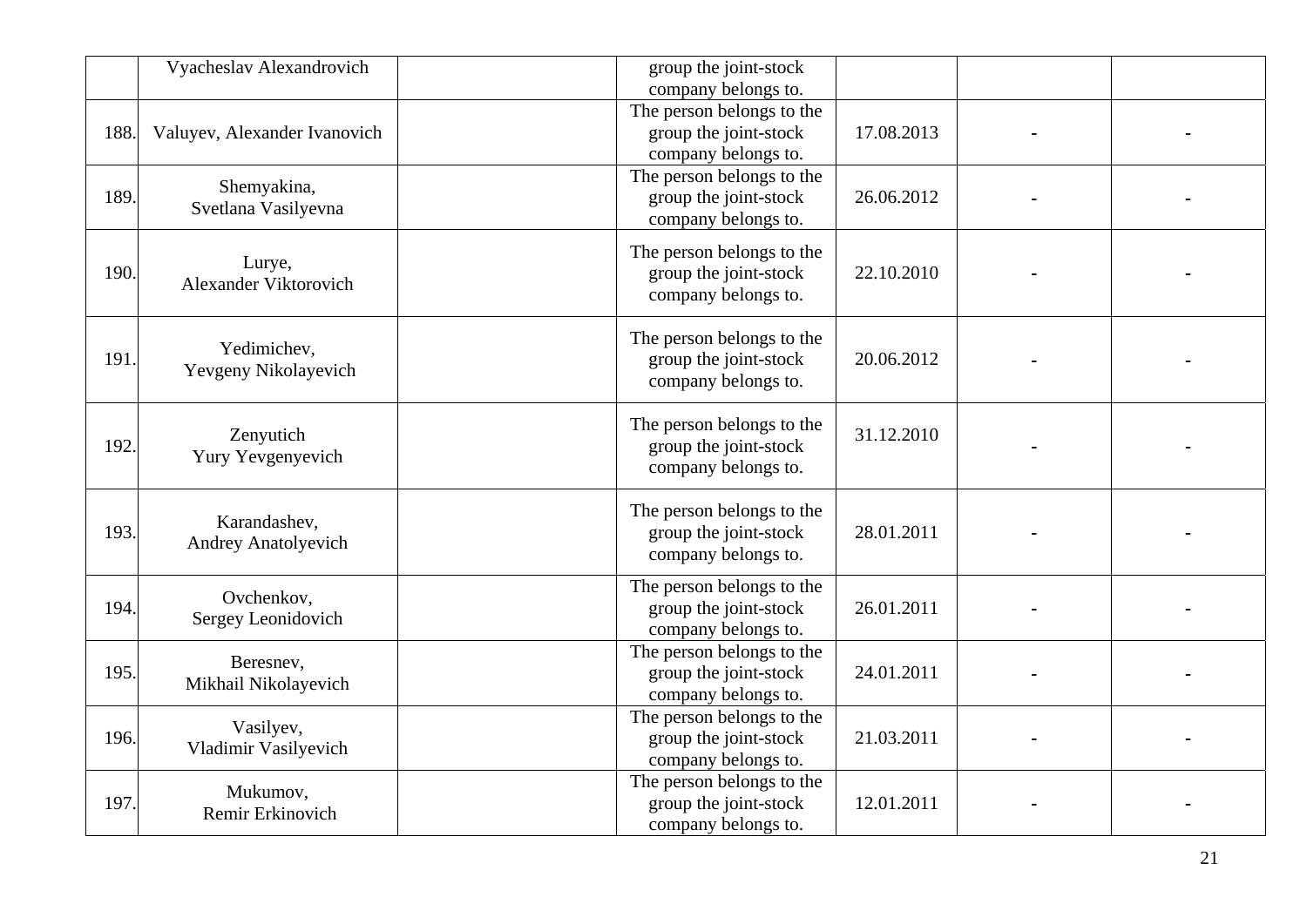|  |  |  |  |  |  |  |
|---|---|---|---|---|---|---|
|  | Vyacheslav Alexandrovich |  | group the joint-stock company belongs to. |  |  |  |
| 188. | Valuyev, Alexander Ivanovich |  | The person belongs to the group the joint-stock company belongs to. | 17.08.2013 | - | - |
| 189. | Shemyakina, Svetlana Vasilyevna |  | The person belongs to the group the joint-stock company belongs to. | 26.06.2012 | - | - |
| 190. | Lurye, Alexander Viktorovich |  | The person belongs to the group the joint-stock company belongs to. | 22.10.2010 | - | - |
| 191. | Yedimichev, Yevgeny Nikolayevich |  | The person belongs to the group the joint-stock company belongs to. | 20.06.2012 | - | - |
| 192. | Zenyutich Yury Yevgenyevich |  | The person belongs to the group the joint-stock company belongs to. | 31.12.2010 | - | - |
| 193. | Karandashev, Andrey Anatolyevich |  | The person belongs to the group the joint-stock company belongs to. | 28.01.2011 | - | - |
| 194. | Ovchenkov, Sergey Leonidovich |  | The person belongs to the group the joint-stock company belongs to. | 26.01.2011 | - | - |
| 195. | Beresnev, Mikhail Nikolayevich |  | The person belongs to the group the joint-stock company belongs to. | 24.01.2011 | - | - |
| 196. | Vasilyev, Vladimir Vasilyevich |  | The person belongs to the group the joint-stock company belongs to. | 21.03.2011 | - | - |
| 197. | Mukumov, Remir Erkinovich |  | The person belongs to the group the joint-stock company belongs to. | 12.01.2011 | - | - |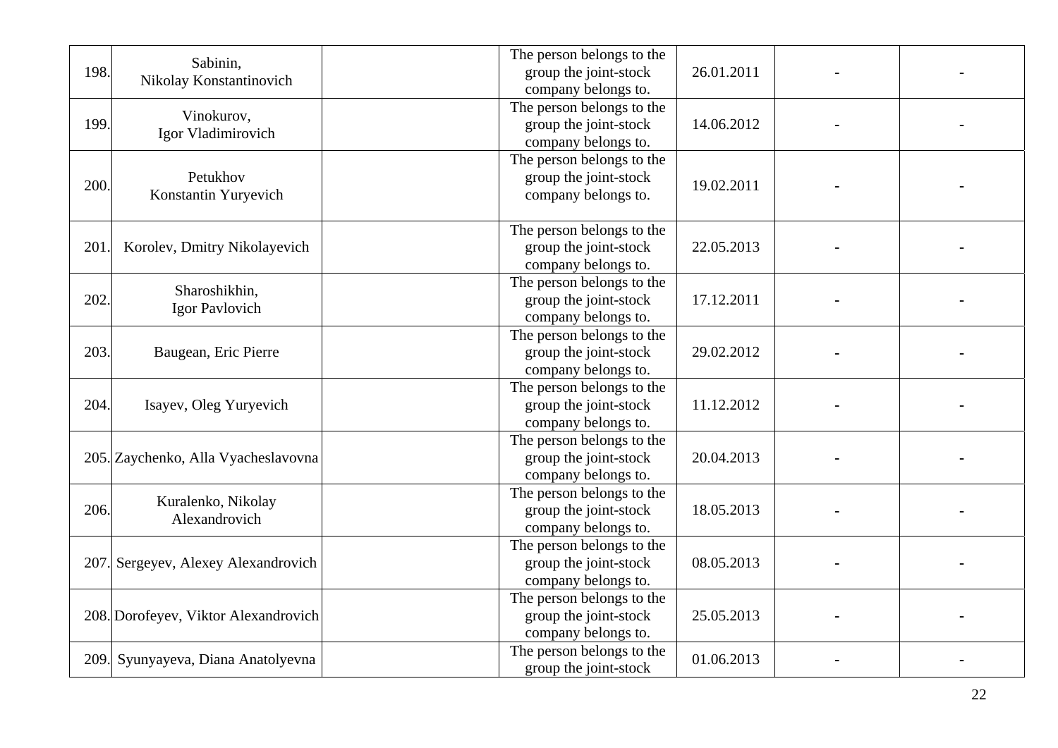| | | | | | | |
|---|---|---|---|---|---|---|
| 198. | Sabinin, Nikolay Konstantinovich | | The person belongs to the group the joint-stock company belongs to. | 26.01.2011 | - | - |
| 199. | Vinokurov, Igor Vladimirovich | | The person belongs to the group the joint-stock company belongs to. | 14.06.2012 | - | - |
| 200. | Petukhov Konstantin Yuryevich | | The person belongs to the group the joint-stock company belongs to. | 19.02.2011 | - | - |
| 201. | Korolev, Dmitry Nikolayevich | | The person belongs to the group the joint-stock company belongs to. | 22.05.2013 | - | - |
| 202. | Sharoshikhin, Igor Pavlovich | | The person belongs to the group the joint-stock company belongs to. | 17.12.2011 | - | - |
| 203. | Baugean, Eric Pierre | | The person belongs to the group the joint-stock company belongs to. | 29.02.2012 | - | - |
| 204. | Isayev, Oleg Yuryevich | | The person belongs to the group the joint-stock company belongs to. | 11.12.2012 | - | - |
| 205. | Zaychenko, Alla Vyacheslavovna | | The person belongs to the group the joint-stock company belongs to. | 20.04.2013 | - | - |
| 206. | Kuralenko, Nikolay Alexandrovich | | The person belongs to the group the joint-stock company belongs to. | 18.05.2013 | - | - |
| 207. | Sergeyev, Alexey Alexandrovich | | The person belongs to the group the joint-stock company belongs to. | 08.05.2013 | - | - |
| 208. | Dorofeyev, Viktor Alexandrovich | | The person belongs to the group the joint-stock company belongs to. | 25.05.2013 | - | - |
| 209. | Syunyayeva, Diana Anatolyevna | | The person belongs to the group the joint-stock | 01.06.2013 | - | - |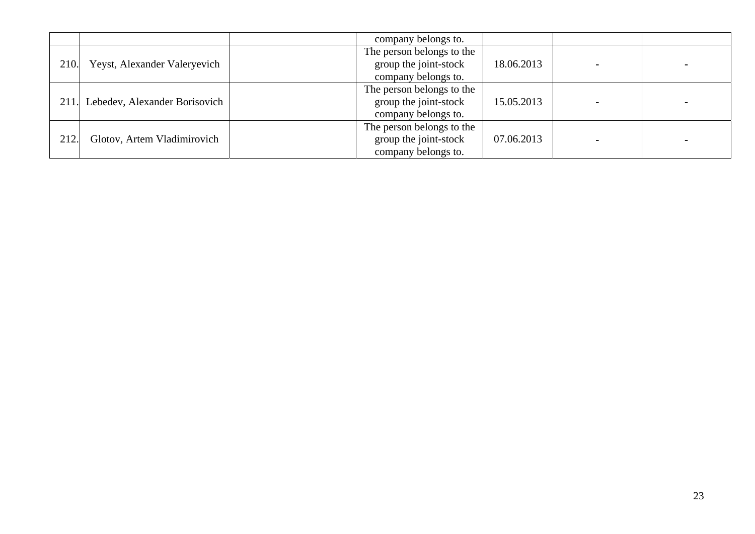| | | | | | | |
|---|---|---|---|---|---|---|
| | | | company belongs to. | | | |
| 210. | Yeyst, Alexander Valeryevich | | The person belongs to the group the joint-stock company belongs to. | 18.06.2013 | - | - |
| 211. | Lebedev, Alexander Borisovich | | The person belongs to the group the joint-stock company belongs to. | 15.05.2013 | - | - |
| 212. | Glotov, Artem Vladimirovich | | The person belongs to the group the joint-stock company belongs to. | 07.06.2013 | - | - |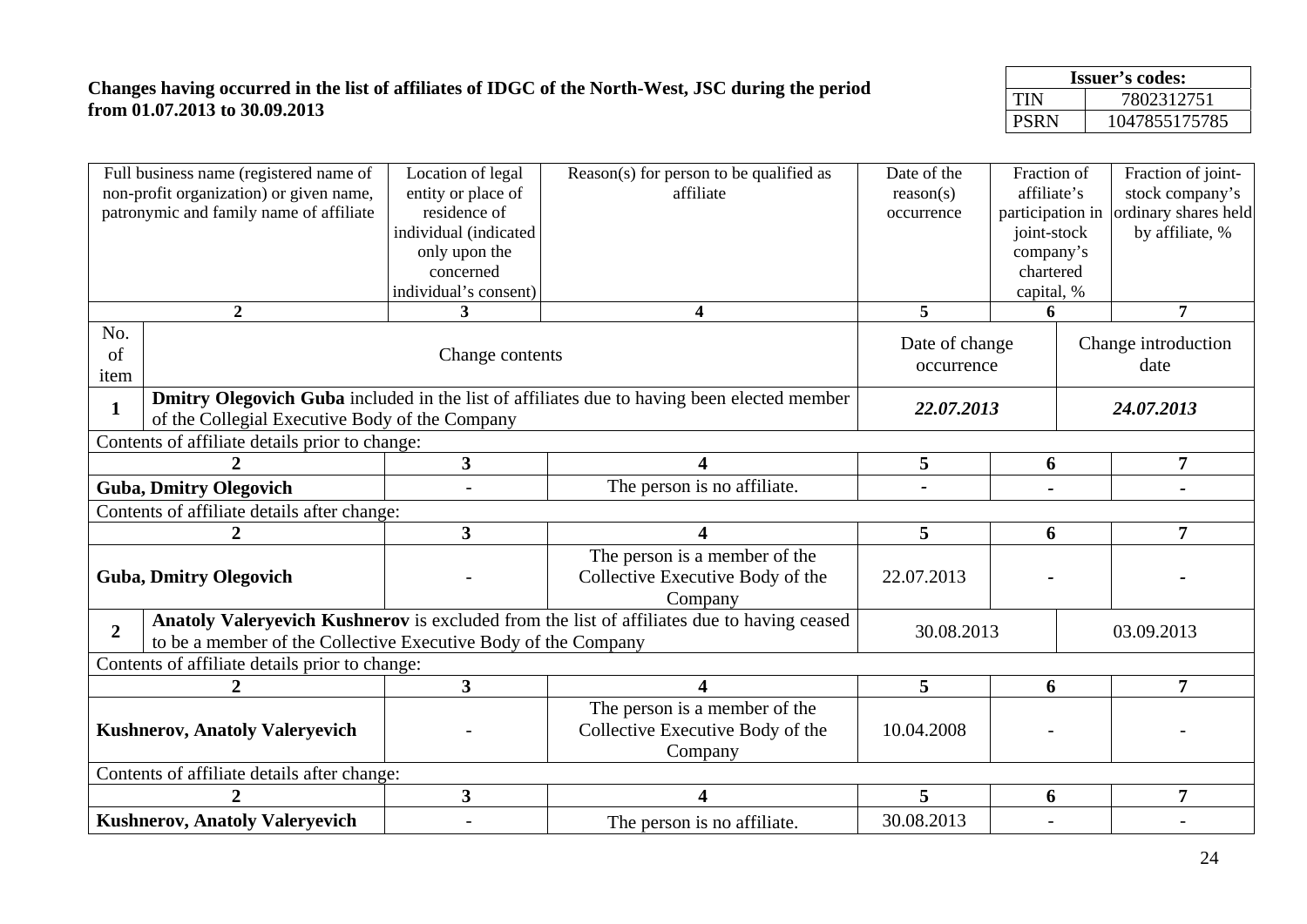**Changes having occurred in the list of affiliates of IDGC of the North-West, JSC during the period from 01.07.2013 to 30.09.2013**

| Issuer's codes: | |
|---|---|
| TIN | 7802312751 |
| PSRN | 1047855175785 |

| Full business name (registered name of non-profit organization) or given name, patronymic and family name of affiliate | Location of legal entity or place of residence of individual (indicated only upon the concerned individual's consent) | Reason(s) for person to be qualified as affiliate | Date of the reason(s) occurrence | Fraction of affiliate's participation in joint-stock company's chartered capital, % | Fraction of joint-stock company's ordinary shares held by affiliate, % |
|---|---|---|---|---|---|
| **2** | **3** | **4** | **5** | **6** | **7** |

| No. of item | Change contents | Date of change occurrence | Change introduction date |
|---|---|---|---|
| **1** | **Dmitry Olegovich Guba** included in the list of affiliates due to having been elected member of the Collegial Executive Body of the Company | ***22.07.2013*** | ***24.07.2013*** |

Contents of affiliate details prior to change:

| 2 | 3 | 4 | 5 | 6 | 7 |
|---|---|---|---|---|---|
| **Guba, Dmitry Olegovich** | - | The person is no affiliate. | - | - | - |

Contents of affiliate details after change:

| 2 | 3 | 4 | 5 | 6 | 7 |
|---|---|---|---|---|---|
| **Guba, Dmitry Olegovich** | - | The person is a member of the Collective Executive Body of the Company | 22.07.2013 | - | - |

| No. of item | Change contents | Date of change occurrence | Change introduction date |
|---|---|---|---|
| **2** | **Anatoly Valeryevich Kushnerov** is excluded from the list of affiliates due to having ceased to be a member of the Collective Executive Body of the Company | 30.08.2013 | 03.09.2013 |

Contents of affiliate details prior to change:

| 2 | 3 | 4 | 5 | 6 | 7 |
|---|---|---|---|---|---|
| **Kushnerov, Anatoly Valeryevich** | - | The person is a member of the Collective Executive Body of the Company | 10.04.2008 | - | - |

Contents of affiliate details after change:

| 2 | 3 | 4 | 5 | 6 | 7 |
|---|---|---|---|---|---|
| **Kushnerov, Anatoly Valeryevich** | - | The person is no affiliate. | 30.08.2013 | - | - |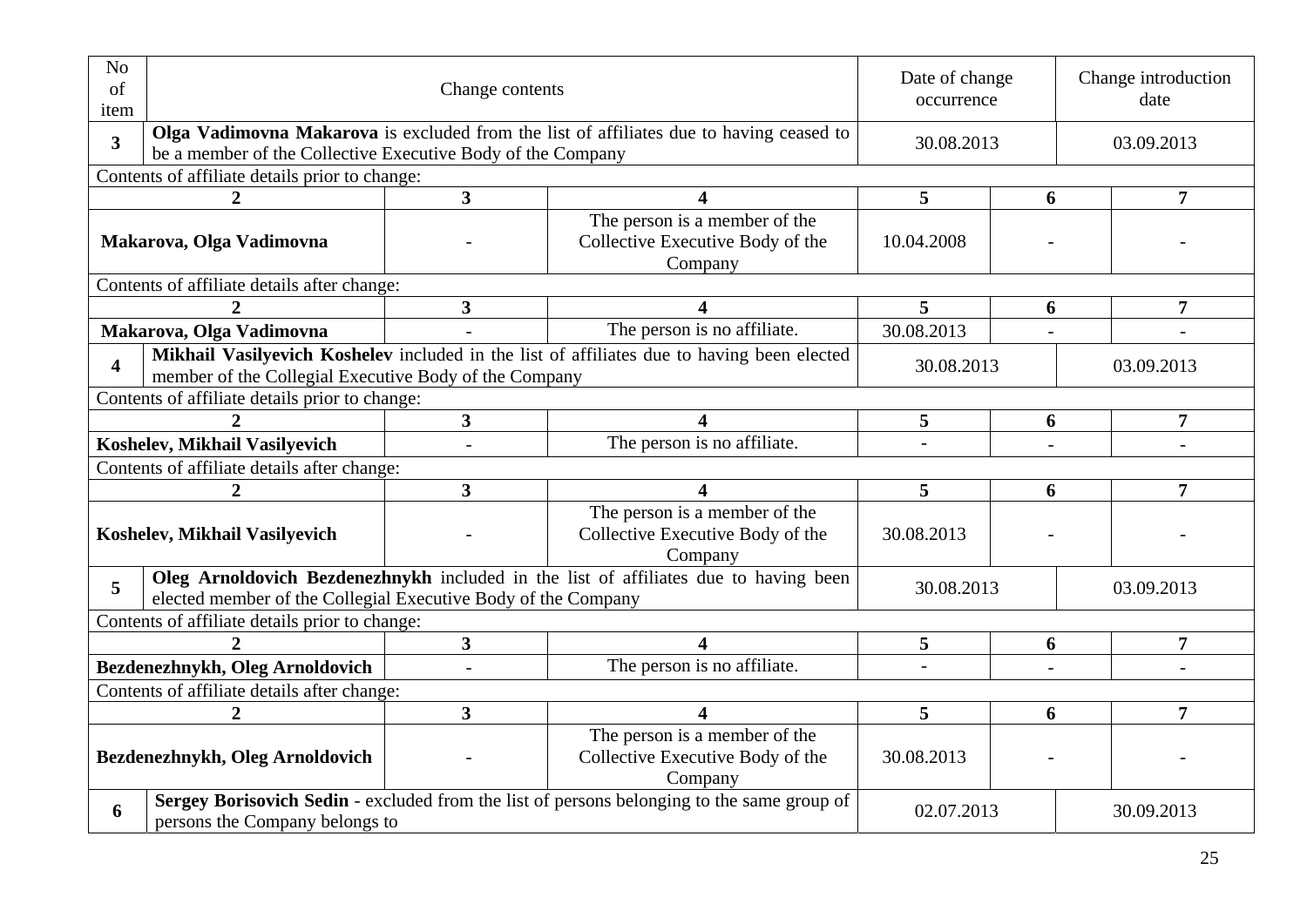| No of item | Change contents | | | Date of change occurrence | | Change introduction date |
|---|---|---|---|---|---|---|
| **3** | **Olga Vadimovna Makarova** is excluded from the list of affiliates due to having ceased to be a member of the Collective Executive Body of the Company | | | 30.08.2013 | | 03.09.2013 |
| Contents of affiliate details prior to change: | | | | | | |
| **2** | | **3** | **4** | **5** | **6** | **7** |
| **Makarova, Olga Vadimovna** | | - | The person is a member of the Collective Executive Body of the Company | 10.04.2008 | - | - |
| Contents of affiliate details after change: | | | | | | |
| **2** | | **3** | **4** | **5** | **6** | **7** |
| **Makarova, Olga Vadimovna** | | - | The person is no affiliate. | 30.08.2013 | - | - |
| **4** | **Mikhail Vasilyevich Koshelev** included in the list of affiliates due to having been elected member of the Collegial Executive Body of the Company | | | 30.08.2013 | | 03.09.2013 |
| Contents of affiliate details prior to change: | | | | | | |
| **2** | | **3** | **4** | **5** | **6** | **7** |
| **Koshelev, Mikhail Vasilyevich** | | - | The person is no affiliate. | - | - | - |
| Contents of affiliate details after change: | | | | | | |
| **2** | | **3** | **4** | **5** | **6** | **7** |
| **Koshelev, Mikhail Vasilyevich** | | - | The person is a member of the Collective Executive Body of the Company | 30.08.2013 | - | - |
| **5** | **Oleg Arnoldovich Bezdenezhnykh** included in the list of affiliates due to having been elected member of the Collegial Executive Body of the Company | | | 30.08.2013 | | 03.09.2013 |
| Contents of affiliate details prior to change: | | | | | | |
| **2** | | **3** | **4** | **5** | **6** | **7** |
| **Bezdenezhnykh, Oleg Arnoldovich** | | - | The person is no affiliate. | - | - | - |
| Contents of affiliate details after change: | | | | | | |
| **2** | | **3** | **4** | **5** | **6** | **7** |
| **Bezdenezhnykh, Oleg Arnoldovich** | | - | The person is a member of the Collective Executive Body of the Company | 30.08.2013 | - | - |
| **6** | **Sergey Borisovich Sedin** - excluded from the list of persons belonging to the same group of persons the Company belongs to | | | 02.07.2013 | | 30.09.2013 |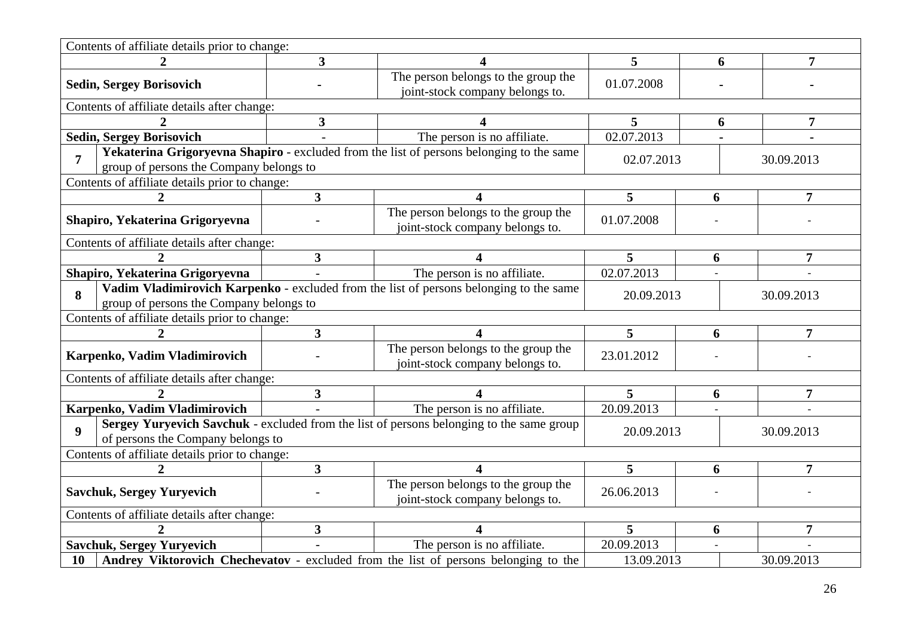| | | | | | |
|---|---|---|---|---|---|
| Contents of affiliate details prior to change: | | | | | |
| **2** | **3** | **4** | **5** | **6** | **7** |
| **Sedin, Sergey Borisovich** | **-** | The person belongs to the group the joint-stock company belongs to. | 01.07.2008 | **-** | **-** |
| Contents of affiliate details after change: | | | | | |
| **2** | **3** | **4** | **5** | **6** | **7** |
| **Sedin, Sergey Borisovich** | - | The person is no affiliate. | 02.07.2013 | **-** | **-** |
| **7** | **Yekaterina Grigoryevna Shapiro** - excluded from the list of persons belonging to the same group of persons the Company belongs to | | 02.07.2013 | | 30.09.2013 |
| Contents of affiliate details prior to change: | | | | | |
| **2** | **3** | **4** | **5** | **6** | **7** |
| **Shapiro, Yekaterina Grigoryevna** | - | The person belongs to the group the joint-stock company belongs to. | 01.07.2008 | - | - |
| Contents of affiliate details after change: | | | | | |
| **2** | **3** | **4** | **5** | **6** | **7** |
| **Shapiro, Yekaterina Grigoryevna** | - | The person is no affiliate. | 02.07.2013 | - | - |
| **8** | **Vadim Vladimirovich Karpenko** - excluded from the list of persons belonging to the same group of persons the Company belongs to | | 20.09.2013 | | 30.09.2013 |
| Contents of affiliate details prior to change: | | | | | |
| **2** | **3** | **4** | **5** | **6** | **7** |
| **Karpenko, Vadim Vladimirovich** | - | The person belongs to the group the joint-stock company belongs to. | 23.01.2012 | - | - |
| Contents of affiliate details after change: | | | | | |
| **2** | **3** | **4** | **5** | **6** | **7** |
| **Karpenko, Vadim Vladimirovich** | - | The person is no affiliate. | 20.09.2013 | - | - |
| **9** | **Sergey Yuryevich Savchuk** - excluded from the list of persons belonging to the same group of persons the Company belongs to | | 20.09.2013 | | 30.09.2013 |
| Contents of affiliate details prior to change: | | | | | |
| **2** | **3** | **4** | **5** | **6** | **7** |
| **Savchuk, Sergey Yuryevich** | - | The person belongs to the group the joint-stock company belongs to. | 26.06.2013 | - | - |
| Contents of affiliate details after change: | | | | | |
| **2** | **3** | **4** | **5** | **6** | **7** |
| **Savchuk, Sergey Yuryevich** | **-** | The person is no affiliate. | 20.09.2013 | - | - |
| **10** | **Andrey Viktorovich Chechevatov** - excluded from the list of persons belonging to the | | 13.09.2013 | | 30.09.2013 |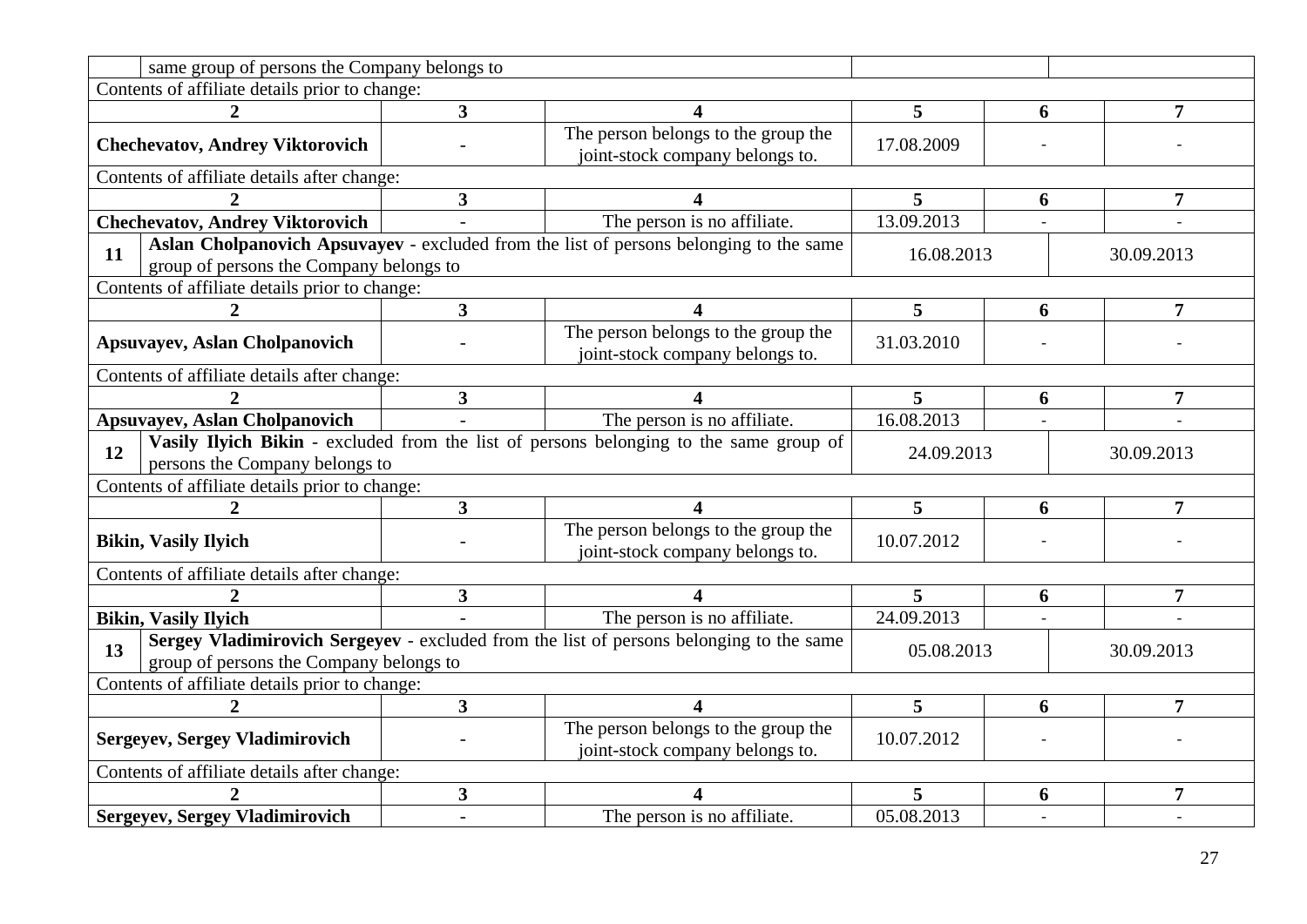| | | | | | | |
|---|---|---|---|---|---|---|
| | same group of persons the Company belongs to | | | | | |
| Contents of affiliate details prior to change: | | | | | | |
| **2** | | **3** | **4** | **5** | **6** | **7** |
| **Chechevatov, Andrey Viktorovich** | | - | The person belongs to the group the joint-stock company belongs to. | 17.08.2009 | - | - |
| Contents of affiliate details after change: | | | | | | |
| **2** | | **3** | **4** | **5** | **6** | **7** |
| **Chechevatov, Andrey Viktorovich** | | - | The person is no affiliate. | 13.09.2013 | - | - |
| **11** | **Aslan Cholpanovich Apsuvayev** - excluded from the list of persons belonging to the same group of persons the Company belongs to | | | 16.08.2013 | | 30.09.2013 |
| Contents of affiliate details prior to change: | | | | | | |
| **2** | | **3** | **4** | **5** | **6** | **7** |
| **Apsuvayev, Aslan Cholpanovich** | | - | The person belongs to the group the joint-stock company belongs to. | 31.03.2010 | - | - |
| Contents of affiliate details after change: | | | | | | |
| **2** | | **3** | **4** | **5** | **6** | **7** |
| **Apsuvayev, Aslan Cholpanovich** | | - | The person is no affiliate. | 16.08.2013 | - | - |
| **12** | **Vasily Ilyich Bikin** - excluded from the list of persons belonging to the same group of persons the Company belongs to | | | 24.09.2013 | | 30.09.2013 |
| Contents of affiliate details prior to change: | | | | | | |
| **2** | | **3** | **4** | **5** | **6** | **7** |
| **Bikin, Vasily Ilyich** | | - | The person belongs to the group the joint-stock company belongs to. | 10.07.2012 | - | - |
| Contents of affiliate details after change: | | | | | | |
| **2** | | **3** | **4** | **5** | **6** | **7** |
| **Bikin, Vasily Ilyich** | | - | The person is no affiliate. | 24.09.2013 | - | - |
| **13** | **Sergey Vladimirovich Sergeyev** - excluded from the list of persons belonging to the same group of persons the Company belongs to | | | 05.08.2013 | | 30.09.2013 |
| Contents of affiliate details prior to change: | | | | | | |
| **2** | | **3** | **4** | **5** | **6** | **7** |
| **Sergeyev, Sergey Vladimirovich** | | - | The person belongs to the group the joint-stock company belongs to. | 10.07.2012 | - | - |
| Contents of affiliate details after change: | | | | | | |
| **2** | | **3** | **4** | **5** | **6** | **7** |
| **Sergeyev, Sergey Vladimirovich** | | - | The person is no affiliate. | 05.08.2013 | - | - |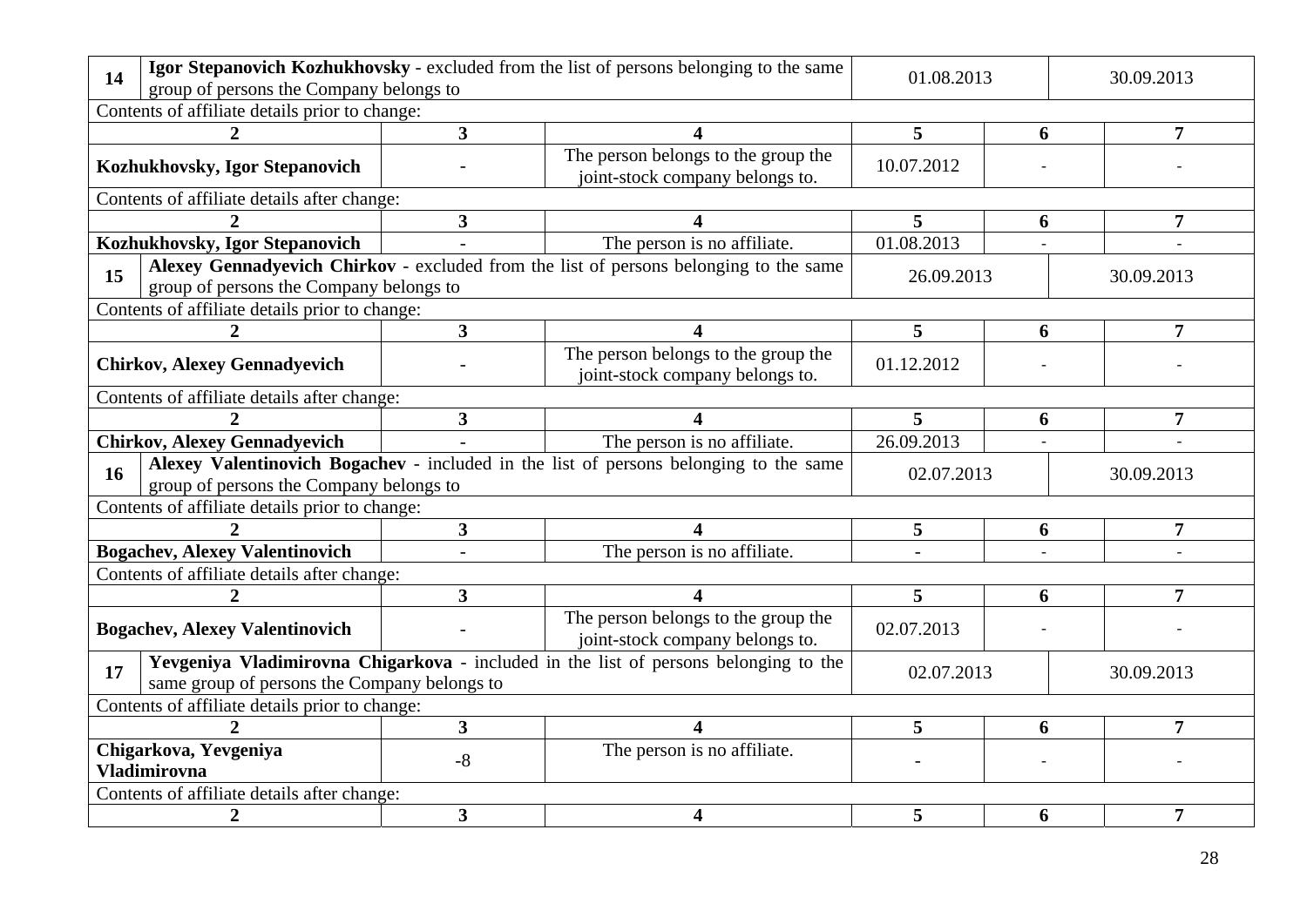| 14 | **Igor Stepanovich Kozhukhovsky** - excluded from the list of persons belonging to the same group of persons the Company belongs to | | 01.08.2013 | | 30.09.2013 |
|---|---|---|---|---|---|
| Contents of affiliate details prior to change: | | | | | |
| **2** | **3** | **4** | **5** | **6** | **7** |
| **Kozhukhovsky, Igor Stepanovich** | - | The person belongs to the group the joint-stock company belongs to. | 10.07.2012 | - | - |
| Contents of affiliate details after change: | | | | | |
| **2** | **3** | **4** | **5** | **6** | **7** |
| **Kozhukhovsky, Igor Stepanovich** | - | The person is no affiliate. | 01.08.2013 | - | - |
| 15 | **Alexey Gennadyevich Chirkov** - excluded from the list of persons belonging to the same group of persons the Company belongs to | | 26.09.2013 | | 30.09.2013 |
| Contents of affiliate details prior to change: | | | | | |
| **2** | **3** | **4** | **5** | **6** | **7** |
| **Chirkov, Alexey Gennadyevich** | - | The person belongs to the group the joint-stock company belongs to. | 01.12.2012 | - | - |
| Contents of affiliate details after change: | | | | | |
| **2** | **3** | **4** | **5** | **6** | **7** |
| **Chirkov, Alexey Gennadyevich** | - | The person is no affiliate. | 26.09.2013 | - | - |
| 16 | **Alexey Valentinovich Bogachev** - included in the list of persons belonging to the same group of persons the Company belongs to | | 02.07.2013 | | 30.09.2013 |
| Contents of affiliate details prior to change: | | | | | |
| **2** | **3** | **4** | **5** | **6** | **7** |
| **Bogachev, Alexey Valentinovich** | - | The person is no affiliate. | - | - | - |
| Contents of affiliate details after change: | | | | | |
| **2** | **3** | **4** | **5** | **6** | **7** |
| **Bogachev, Alexey Valentinovich** | - | The person belongs to the group the joint-stock company belongs to. | 02.07.2013 | - | - |
| 17 | **Yevgeniya Vladimirovna Chigarkova** - included in the list of persons belonging to the same group of persons the Company belongs to | | 02.07.2013 | | 30.09.2013 |
| Contents of affiliate details prior to change: | | | | | |
| **2** | **3** | **4** | **5** | **6** | **7** |
| **Chigarkova, Yevgeniya Vladimirovna** | -8 | The person is no affiliate. | - | - | - |
| Contents of affiliate details after change: | | | | | |
| **2** | **3** | **4** | **5** | **6** | **7** |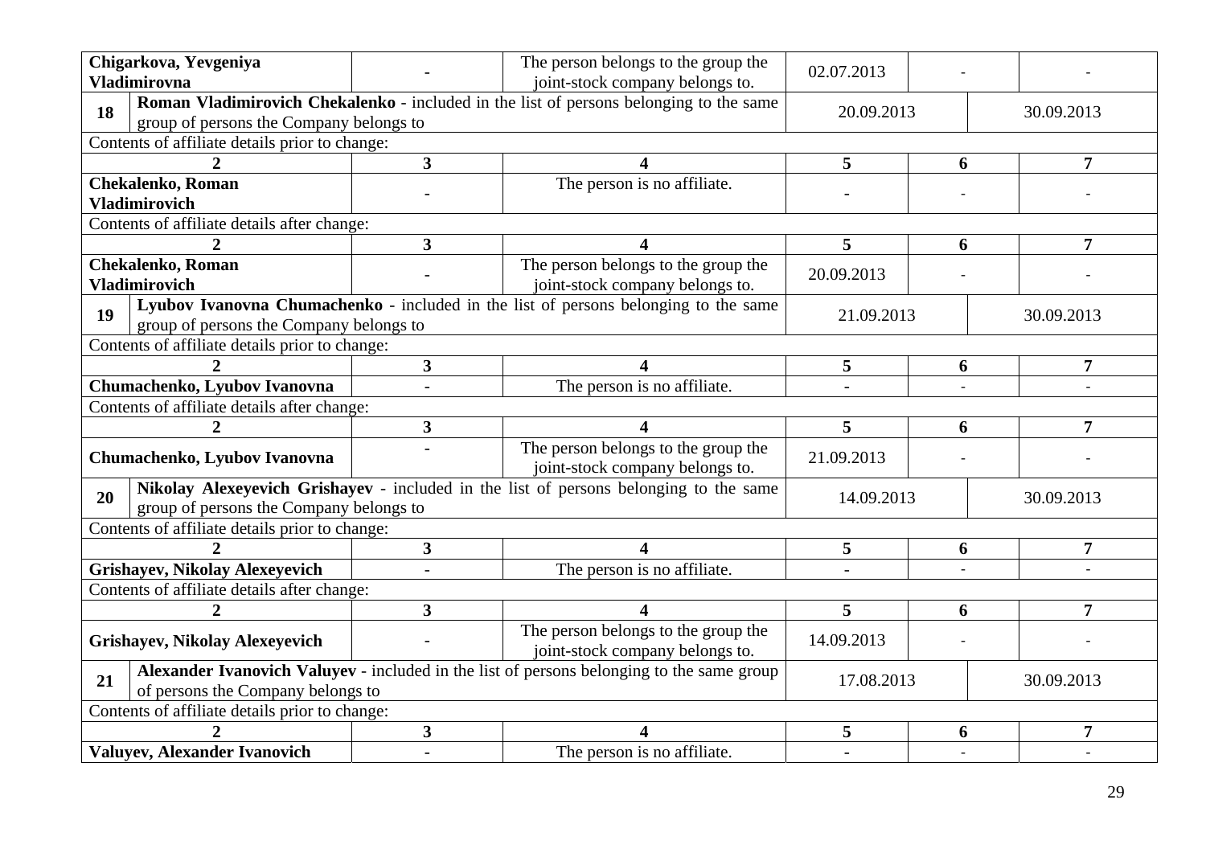| | | | | | | |
|---|---|---|---|---|---|---|
| **Chigarkova, Yevgeniya Vladimirovna** | | - | The person belongs to the group the joint-stock company belongs to. | 02.07.2013 | - | - |
| **18** | **Roman Vladimirovich Chekalenko** - included in the list of persons belonging to the same group of persons the Company belongs to | | | 20.09.2013 | | 30.09.2013 |
| Contents of affiliate details prior to change: | | | | | | |
| **2** | | **3** | **4** | **5** | **6** | **7** |
| **Chekalenko, Roman Vladimirovich** | | - | The person is no affiliate. | - | - | - |
| Contents of affiliate details after change: | | | | | | |
| **2** | | **3** | **4** | **5** | **6** | **7** |
| **Chekalenko, Roman Vladimirovich** | | - | The person belongs to the group the joint-stock company belongs to. | 20.09.2013 | - | - |
| **19** | **Lyubov Ivanovna Chumachenko** - included in the list of persons belonging to the same group of persons the Company belongs to | | | 21.09.2013 | | 30.09.2013 |
| Contents of affiliate details prior to change: | | | | | | |
| **2** | | **3** | **4** | **5** | **6** | **7** |
| **Chumachenko, Lyubov Ivanovna** | | - | The person is no affiliate. | - | - | - |
| Contents of affiliate details after change: | | | | | | |
| **2** | | **3** | **4** | **5** | **6** | **7** |
| **Chumachenko, Lyubov Ivanovna** | | - | The person belongs to the group the joint-stock company belongs to. | 21.09.2013 | - | - |
| **20** | **Nikolay Alexeyevich Grishayev** - included in the list of persons belonging to the same group of persons the Company belongs to | | | 14.09.2013 | | 30.09.2013 |
| Contents of affiliate details prior to change: | | | | | | |
| **2** | | **3** | **4** | **5** | **6** | **7** |
| **Grishayev, Nikolay Alexeyevich** | | - | The person is no affiliate. | - | - | - |
| Contents of affiliate details after change: | | | | | | |
| **2** | | **3** | **4** | **5** | **6** | **7** |
| **Grishayev, Nikolay Alexeyevich** | | - | The person belongs to the group the joint-stock company belongs to. | 14.09.2013 | - | - |
| **21** | **Alexander Ivanovich Valuyev** - included in the list of persons belonging to the same group of persons the Company belongs to | | | 17.08.2013 | | 30.09.2013 |
| Contents of affiliate details prior to change: | | | | | | |
| **2** | | **3** | **4** | **5** | **6** | **7** |
| **Valuyev, Alexander Ivanovich** | | - | The person is no affiliate. | - | - | - |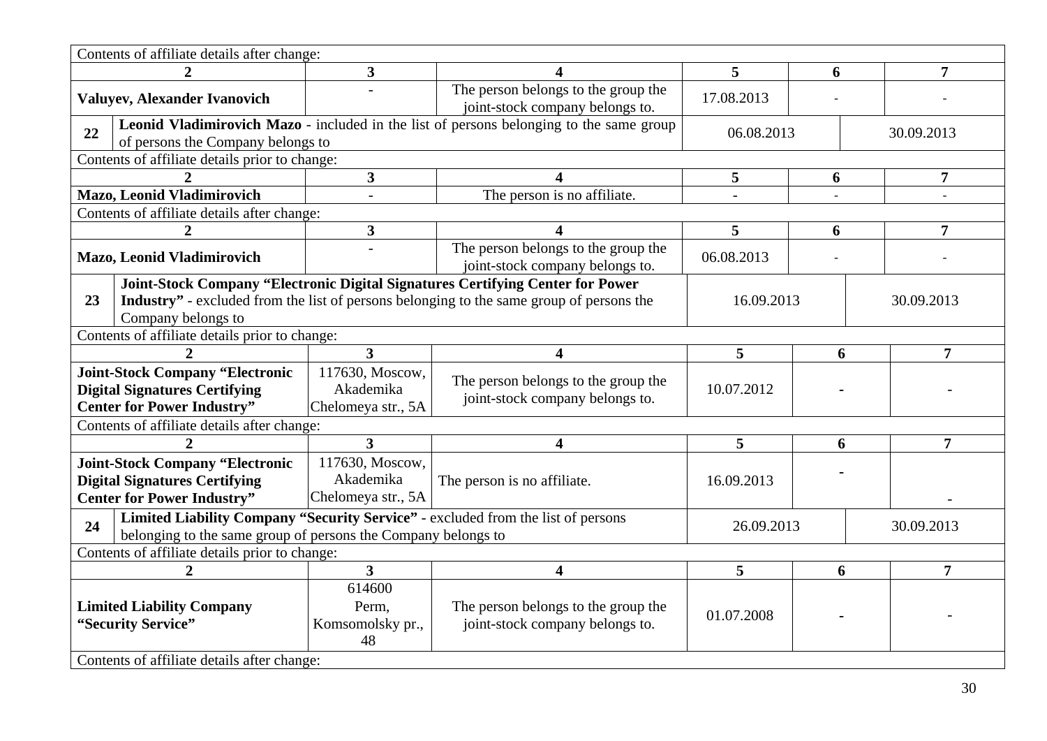| | | | | | | |
|---|---|---|---|---|---|---|
| Contents of affiliate details after change: | | | | | | |
| 2 | | 3 | 4 | 5 | 6 | 7 |
| **Valuyev, Alexander Ivanovich** | | - | The person belongs to the group the joint-stock company belongs to. | 17.08.2013 | - | - |
| **22** | **Leonid Vladimirovich Mazo** - included in the list of persons belonging to the same group of persons the Company belongs to | | | 06.08.2013 | | 30.09.2013 |
| Contents of affiliate details prior to change: | | | | | | |
| 2 | | 3 | 4 | 5 | 6 | 7 |
| **Mazo, Leonid Vladimirovich** | | - | The person is no affiliate. | - | - | - |
| Contents of affiliate details after change: | | | | | | |
| 2 | | 3 | 4 | 5 | 6 | 7 |
| **Mazo, Leonid Vladimirovich** | | - | The person belongs to the group the joint-stock company belongs to. | 06.08.2013 | - | - |
| **23** | **Joint-Stock Company "Electronic Digital Signatures Certifying Center for Power Industry"** - excluded from the list of persons belonging to the same group of persons the Company belongs to | | | 16.09.2013 | | 30.09.2013 |
| Contents of affiliate details prior to change: | | | | | | |
| 2 | | 3 | 4 | 5 | 6 | 7 |
| **Joint-Stock Company "Electronic Digital Signatures Certifying Center for Power Industry"** | | 117630, Moscow, Akademika Chelomeya str., 5A | The person belongs to the group the joint-stock company belongs to. | 10.07.2012 | - | - |
| Contents of affiliate details after change: | | | | | | |
| 2 | | 3 | 4 | 5 | 6 | 7 |
| **Joint-Stock Company "Electronic Digital Signatures Certifying Center for Power Industry"** | | 117630, Moscow, Akademika Chelomeya str., 5A | The person is no affiliate. | 16.09.2013 | - | - |
| **24** | **Limited Liability Company "Security Service"** - excluded from the list of persons belonging to the same group of persons the Company belongs to | | | 26.09.2013 | | 30.09.2013 |
| Contents of affiliate details prior to change: | | | | | | |
| 2 | | 3 | 4 | 5 | 6 | 7 |
| **Limited Liability Company "Security Service"** | | 614600 Perm, Komsomolsky pr., 48 | The person belongs to the group the joint-stock company belongs to. | 01.07.2008 | - | - |
| Contents of affiliate details after change: | | | | | | |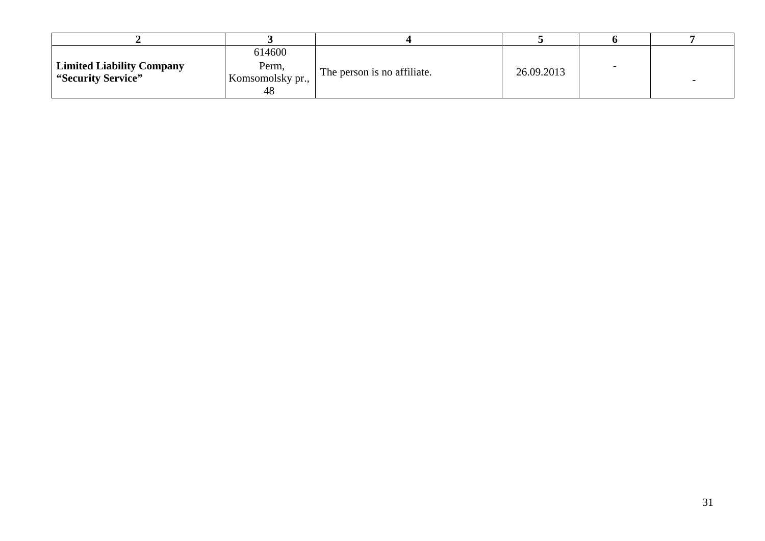| 2 | 3 | 4 | 5 | 6 | 7 |
|---|---|---|---|---|---|
| **Limited Liability Company “Security Service”** | 614600 Perm, Komsomolsky pr., 48 | The person is no affiliate. | 26.09.2013 | - | - |